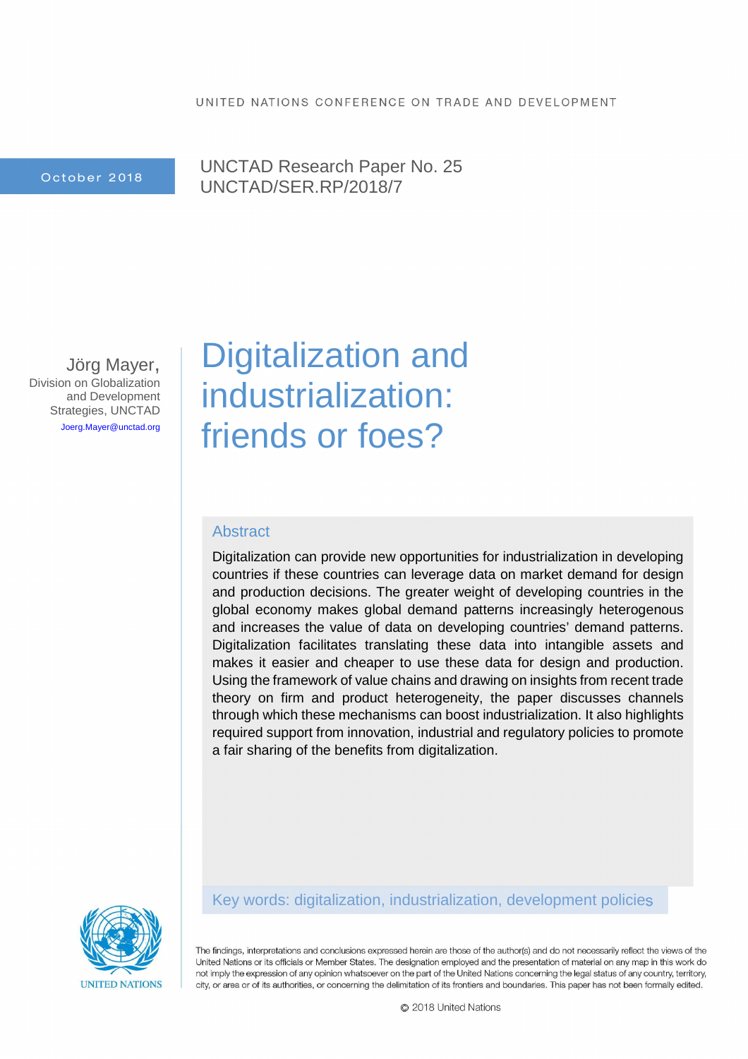UNITED NATIONS CONFERENCE ON TRADE AND DEVELOPMENT

October 2018

UNCTAD Research Paper No. 25
UNCTAD/SER.RP/2018/7

Jörg Mayer,
Division on Globalization and Development Strategies, UNCTAD
Joerg.Mayer@unctad.org

# Digitalization and industrialization: friends or foes?

## Abstract

Digitalization can provide new opportunities for industrialization in developing countries if these countries can leverage data on market demand for design and production decisions. The greater weight of developing countries in the global economy makes global demand patterns increasingly heterogenous and increases the value of data on developing countries' demand patterns. Digitalization facilitates translating these data into intangible assets and makes it easier and cheaper to use these data for design and production. Using the framework of value chains and drawing on insights from recent trade theory on firm and product heterogeneity, the paper discusses channels through which these mechanisms can boost industrialization. It also highlights required support from innovation, industrial and regulatory policies to promote a fair sharing of the benefits from digitalization.

Key words: digitalization, industrialization, development policies

UNITED NATIONS

The findings, interpretations and conclusions expressed herein are those of the author(s) and do not necessarily reflect the views of the United Nations or its officials or Member States. The designation employed and the presentation of material on any map in this work do not imply the expression of any opinion whatsoever on the part of the United Nations concerning the legal status of any country, territory, city, or area or of its authorities, or concerning the delimitation of its frontiers and boundaries. This paper has not been formally edited.

© 2018 United Nations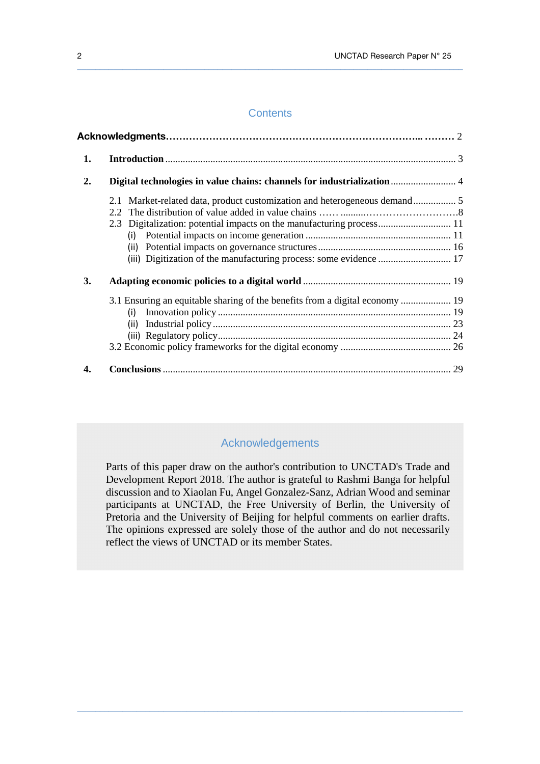## Contents

**Acknowledgments** ........................................................................ 2

**1. Introduction** ........................................................................ 3

**2. Digital technologies in value chains: channels for industrialization** ........................ 4

- 2.1 Market-related data, product customization and heterogeneous demand ................ 5
- 2.2 The distribution of value added in value chains ...... ..........................8
- 2.3 Digitalization: potential impacts on the manufacturing process ............................ 11
  - (i) Potential impacts on income generation ........................................................ 11
  - (ii) Potential impacts on governance structures .................................................... 16
  - (iii) Digitization of the manufacturing process: some evidence ............................ 17

**3. Adapting economic policies to a digital world** ........................................................ 19

- 3.1 Ensuring an equitable sharing of the benefits from a digital economy .................... 19
  - (i) Innovation policy .......................................................................................... 19
  - (ii) Industrial policy ............................................................................................ 23
  - (iii) Regulatory policy.......................................................................................... 24
- 3.2 Economic policy frameworks for the digital economy ............................................ 26

**4. Conclusions** ...................................................................................................... 29

## Acknowledgements

Parts of this paper draw on the author's contribution to UNCTAD's Trade and Development Report 2018. The author is grateful to Rashmi Banga for helpful discussion and to Xiaolan Fu, Angel Gonzalez-Sanz, Adrian Wood and seminar participants at UNCTAD, the Free University of Berlin, the University of Pretoria and the University of Beijing for helpful comments on earlier drafts. The opinions expressed are solely those of the author and do not necessarily reflect the views of UNCTAD or its member States.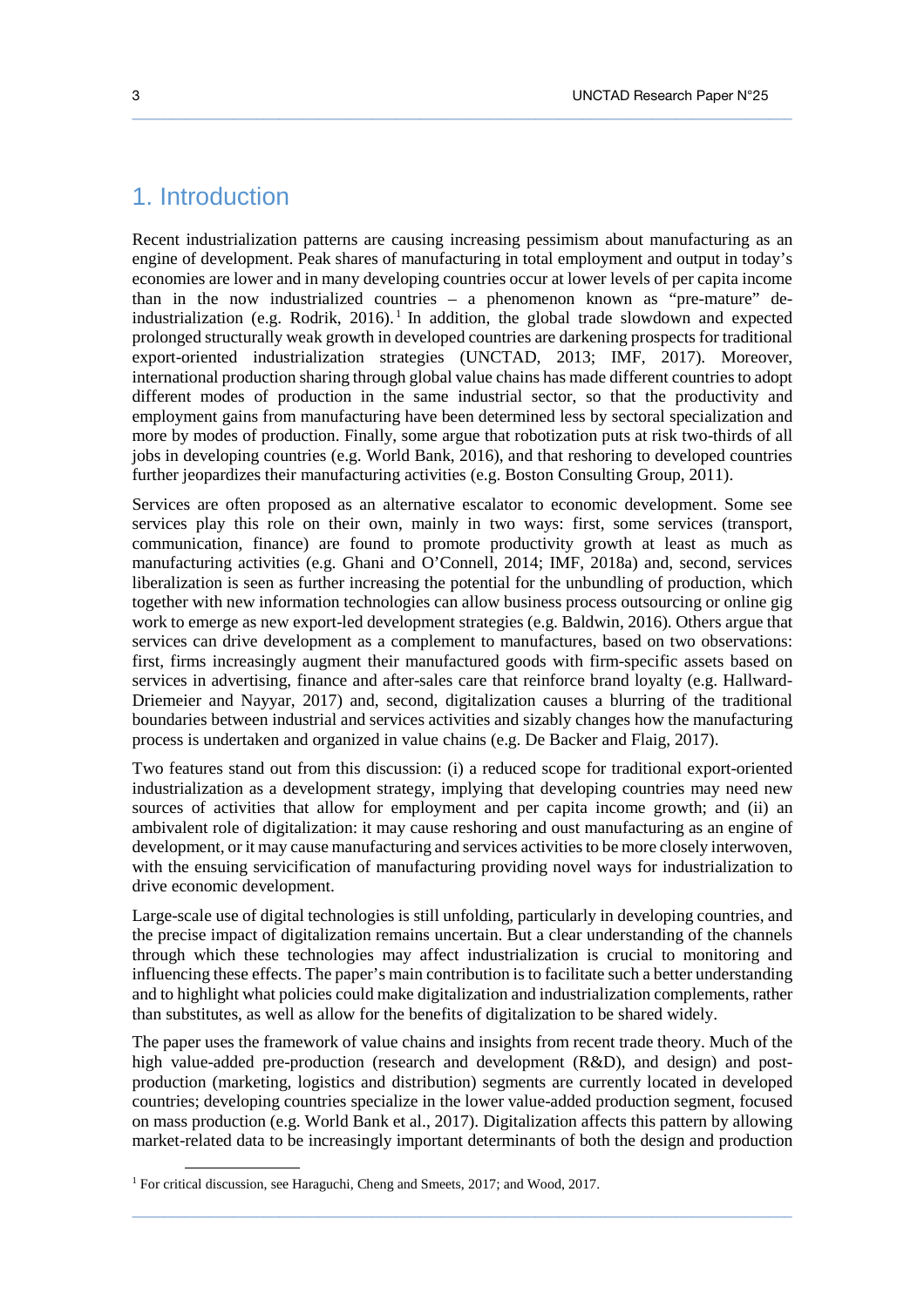# 1. Introduction

Recent industrialization patterns are causing increasing pessimism about manufacturing as an engine of development. Peak shares of manufacturing in total employment and output in today's economies are lower and in many developing countries occur at lower levels of per capita income than in the now industrialized countries – a phenomenon known as "pre-mature" de-industrialization (e.g. Rodrik, 2016).[1] In addition, the global trade slowdown and expected prolonged structurally weak growth in developed countries are darkening prospects for traditional export-oriented industrialization strategies (UNCTAD, 2013; IMF, 2017). Moreover, international production sharing through global value chains has made different countries to adopt different modes of production in the same industrial sector, so that the productivity and employment gains from manufacturing have been determined less by sectoral specialization and more by modes of production. Finally, some argue that robotization puts at risk two-thirds of all jobs in developing countries (e.g. World Bank, 2016), and that reshoring to developed countries further jeopardizes their manufacturing activities (e.g. Boston Consulting Group, 2011).

Services are often proposed as an alternative escalator to economic development. Some see services play this role on their own, mainly in two ways: first, some services (transport, communication, finance) are found to promote productivity growth at least as much as manufacturing activities (e.g. Ghani and O'Connell, 2014; IMF, 2018a) and, second, services liberalization is seen as further increasing the potential for the unbundling of production, which together with new information technologies can allow business process outsourcing or online gig work to emerge as new export-led development strategies (e.g. Baldwin, 2016). Others argue that services can drive development as a complement to manufactures, based on two observations: first, firms increasingly augment their manufactured goods with firm-specific assets based on services in advertising, finance and after-sales care that reinforce brand loyalty (e.g. Hallward-Driemeier and Nayyar, 2017) and, second, digitalization causes a blurring of the traditional boundaries between industrial and services activities and sizably changes how the manufacturing process is undertaken and organized in value chains (e.g. De Backer and Flaig, 2017).

Two features stand out from this discussion: (i) a reduced scope for traditional export-oriented industrialization as a development strategy, implying that developing countries may need new sources of activities that allow for employment and per capita income growth; and (ii) an ambivalent role of digitalization: it may cause reshoring and oust manufacturing as an engine of development, or it may cause manufacturing and services activities to be more closely interwoven, with the ensuing servicification of manufacturing providing novel ways for industrialization to drive economic development.

Large-scale use of digital technologies is still unfolding, particularly in developing countries, and the precise impact of digitalization remains uncertain. But a clear understanding of the channels through which these technologies may affect industrialization is crucial to monitoring and influencing these effects. The paper's main contribution is to facilitate such a better understanding and to highlight what policies could make digitalization and industrialization complements, rather than substitutes, as well as allow for the benefits of digitalization to be shared widely.

The paper uses the framework of value chains and insights from recent trade theory. Much of the high value-added pre-production (research and development (R&D), and design) and post-production (marketing, logistics and distribution) segments are currently located in developed countries; developing countries specialize in the lower value-added production segment, focused on mass production (e.g. World Bank et al., 2017). Digitalization affects this pattern by allowing market-related data to be increasingly important determinants of both the design and production

[1] For critical discussion, see Haraguchi, Cheng and Smeets, 2017; and Wood, 2017.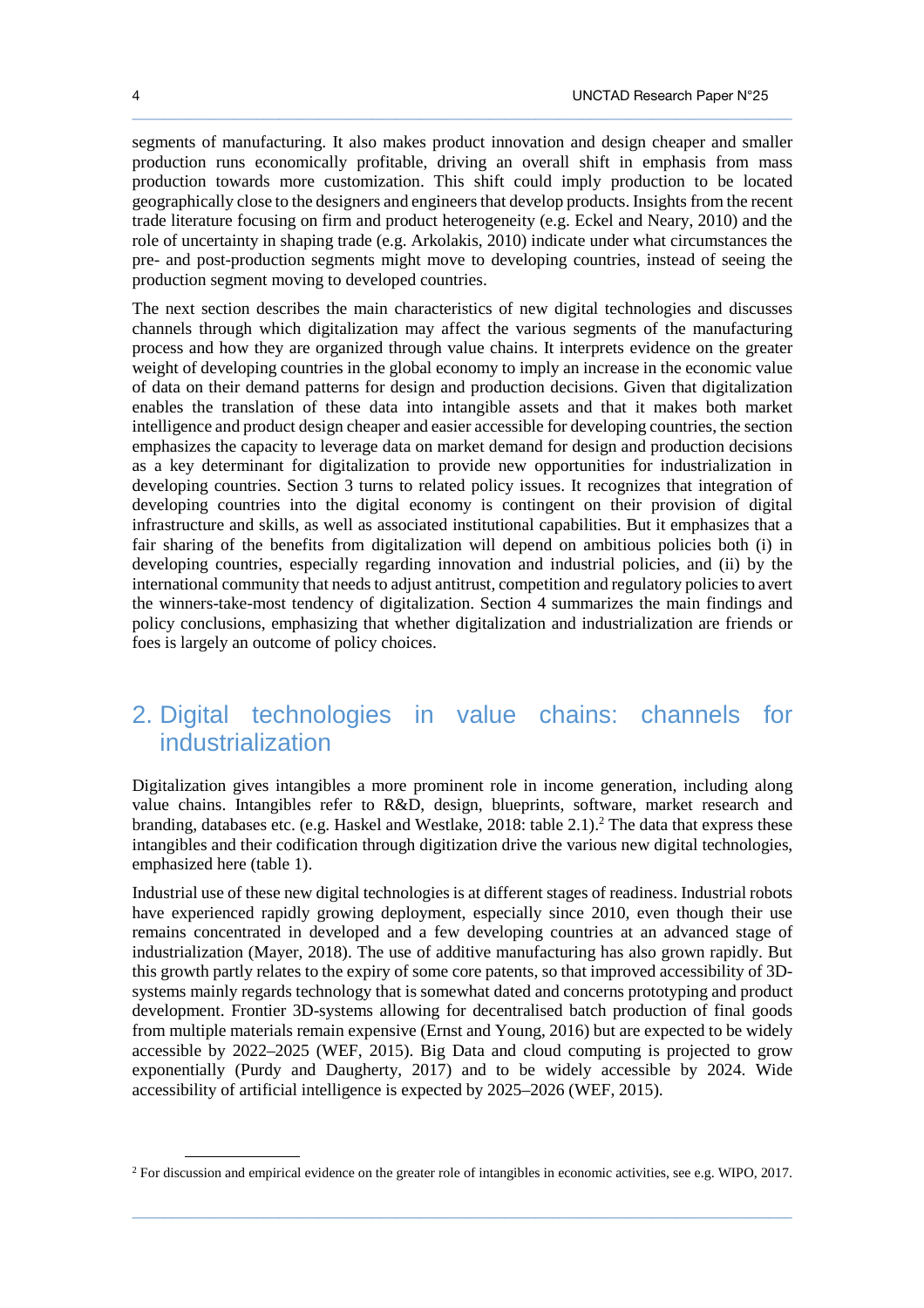segments of manufacturing. It also makes product innovation and design cheaper and smaller production runs economically profitable, driving an overall shift in emphasis from mass production towards more customization. This shift could imply production to be located geographically close to the designers and engineers that develop products. Insights from the recent trade literature focusing on firm and product heterogeneity (e.g. Eckel and Neary, 2010) and the role of uncertainty in shaping trade (e.g. Arkolakis, 2010) indicate under what circumstances the pre- and post-production segments might move to developing countries, instead of seeing the production segment moving to developed countries.

The next section describes the main characteristics of new digital technologies and discusses channels through which digitalization may affect the various segments of the manufacturing process and how they are organized through value chains. It interprets evidence on the greater weight of developing countries in the global economy to imply an increase in the economic value of data on their demand patterns for design and production decisions. Given that digitalization enables the translation of these data into intangible assets and that it makes both market intelligence and product design cheaper and easier accessible for developing countries, the section emphasizes the capacity to leverage data on market demand for design and production decisions as a key determinant for digitalization to provide new opportunities for industrialization in developing countries. Section 3 turns to related policy issues. It recognizes that integration of developing countries into the digital economy is contingent on their provision of digital infrastructure and skills, as well as associated institutional capabilities. But it emphasizes that a fair sharing of the benefits from digitalization will depend on ambitious policies both (i) in developing countries, especially regarding innovation and industrial policies, and (ii) by the international community that needs to adjust antitrust, competition and regulatory policies to avert the winners-take-most tendency of digitalization. Section 4 summarizes the main findings and policy conclusions, emphasizing that whether digitalization and industrialization are friends or foes is largely an outcome of policy choices.

## 2. Digital technologies in value chains: channels for industrialization

Digitalization gives intangibles a more prominent role in income generation, including along value chains. Intangibles refer to R&D, design, blueprints, software, market research and branding, databases etc. (e.g. Haskel and Westlake, 2018: table 2.1).[2] The data that express these intangibles and their codification through digitization drive the various new digital technologies, emphasized here (table 1).

Industrial use of these new digital technologies is at different stages of readiness. Industrial robots have experienced rapidly growing deployment, especially since 2010, even though their use remains concentrated in developed and a few developing countries at an advanced stage of industrialization (Mayer, 2018). The use of additive manufacturing has also grown rapidly. But this growth partly relates to the expiry of some core patents, so that improved accessibility of 3D-systems mainly regards technology that is somewhat dated and concerns prototyping and product development. Frontier 3D-systems allowing for decentralised batch production of final goods from multiple materials remain expensive (Ernst and Young, 2016) but are expected to be widely accessible by 2022–2025 (WEF, 2015). Big Data and cloud computing is projected to grow exponentially (Purdy and Daugherty, 2017) and to be widely accessible by 2024. Wide accessibility of artificial intelligence is expected by 2025–2026 (WEF, 2015).

[2] For discussion and empirical evidence on the greater role of intangibles in economic activities, see e.g. WIPO, 2017.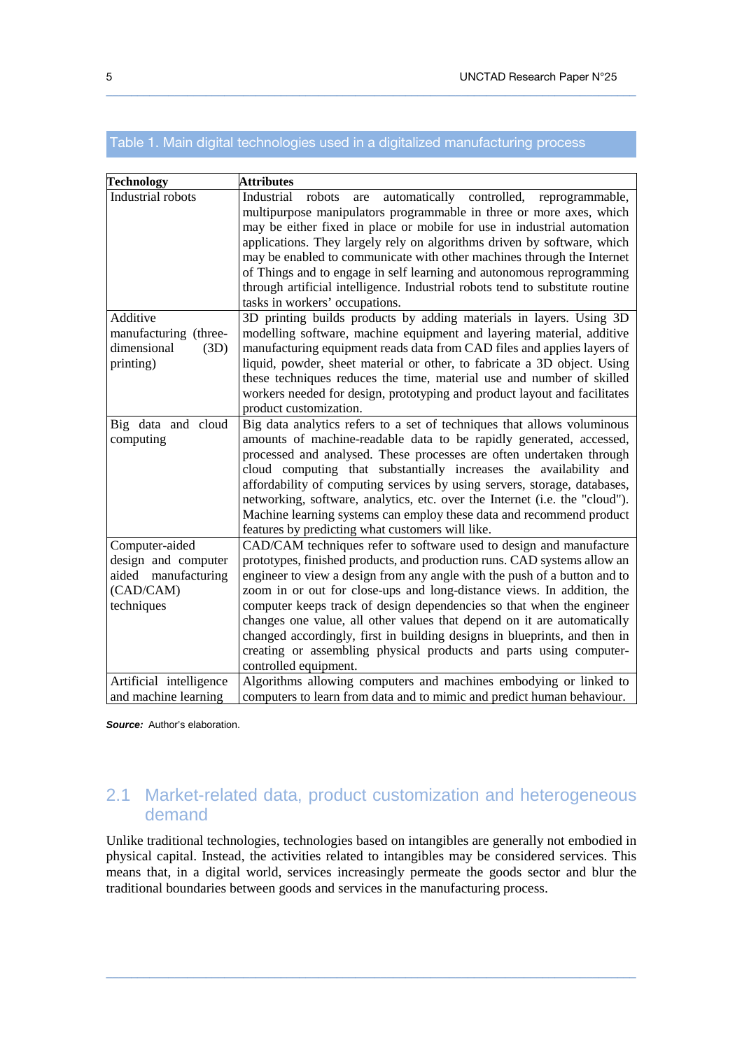Table 1. Main digital technologies used in a digitalized manufacturing process

| Technology | Attributes |
|---|---|
| Industrial robots | Industrial robots are automatically controlled, reprogrammable, multipurpose manipulators programmable in three or more axes, which may be either fixed in place or mobile for use in industrial automation applications. They largely rely on algorithms driven by software, which may be enabled to communicate with other machines through the Internet of Things and to engage in self learning and autonomous reprogramming through artificial intelligence. Industrial robots tend to substitute routine tasks in workers' occupations. |
| Additive manufacturing (three-dimensional (3D) printing) | 3D printing builds products by adding materials in layers. Using 3D modelling software, machine equipment and layering material, additive manufacturing equipment reads data from CAD files and applies layers of liquid, powder, sheet material or other, to fabricate a 3D object. Using these techniques reduces the time, material use and number of skilled workers needed for design, prototyping and product layout and facilitates product customization. |
| Big data and cloud computing | Big data analytics refers to a set of techniques that allows voluminous amounts of machine-readable data to be rapidly generated, accessed, processed and analysed. These processes are often undertaken through cloud computing that substantially increases the availability and affordability of computing services by using servers, storage, databases, networking, software, analytics, etc. over the Internet (i.e. the "cloud"). Machine learning systems can employ these data and recommend product features by predicting what customers will like. |
| Computer-aided design and computer aided manufacturing (CAD/CAM) techniques | CAD/CAM techniques refer to software used to design and manufacture prototypes, finished products, and production runs. CAD systems allow an engineer to view a design from any angle with the push of a button and to zoom in or out for close-ups and long-distance views. In addition, the computer keeps track of design dependencies so that when the engineer changes one value, all other values that depend on it are automatically changed accordingly, first in building designs in blueprints, and then in creating or assembling physical products and parts using computer-controlled equipment. |
| Artificial intelligence and machine learning | Algorithms allowing computers and machines embodying or linked to computers to learn from data and to mimic and predict human behaviour. |

***Source:*** Author's elaboration.

## 2.1 Market-related data, product customization and heterogeneous demand

Unlike traditional technologies, technologies based on intangibles are generally not embodied in physical capital. Instead, the activities related to intangibles may be considered services. This means that, in a digital world, services increasingly permeate the goods sector and blur the traditional boundaries between goods and services in the manufacturing process.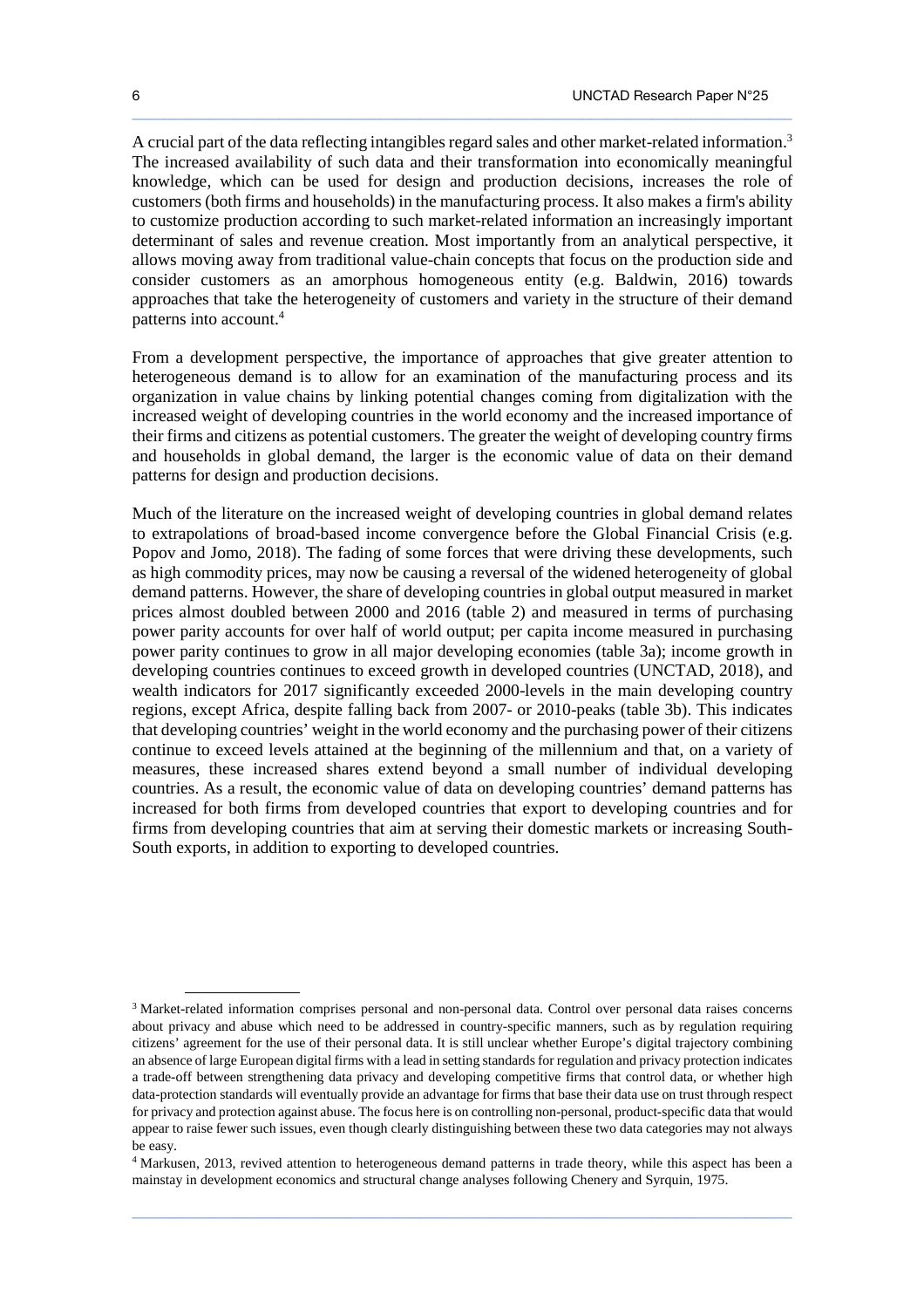A crucial part of the data reflecting intangibles regard sales and other market-related information.[3] The increased availability of such data and their transformation into economically meaningful knowledge, which can be used for design and production decisions, increases the role of customers (both firms and households) in the manufacturing process. It also makes a firm's ability to customize production according to such market-related information an increasingly important determinant of sales and revenue creation. Most importantly from an analytical perspective, it allows moving away from traditional value-chain concepts that focus on the production side and consider customers as an amorphous homogeneous entity (e.g. Baldwin, 2016) towards approaches that take the heterogeneity of customers and variety in the structure of their demand patterns into account.[4]

From a development perspective, the importance of approaches that give greater attention to heterogeneous demand is to allow for an examination of the manufacturing process and its organization in value chains by linking potential changes coming from digitalization with the increased weight of developing countries in the world economy and the increased importance of their firms and citizens as potential customers. The greater the weight of developing country firms and households in global demand, the larger is the economic value of data on their demand patterns for design and production decisions.

Much of the literature on the increased weight of developing countries in global demand relates to extrapolations of broad-based income convergence before the Global Financial Crisis (e.g. Popov and Jomo, 2018). The fading of some forces that were driving these developments, such as high commodity prices, may now be causing a reversal of the widened heterogeneity of global demand patterns. However, the share of developing countries in global output measured in market prices almost doubled between 2000 and 2016 (table 2) and measured in terms of purchasing power parity accounts for over half of world output; per capita income measured in purchasing power parity continues to grow in all major developing economies (table 3a); income growth in developing countries continues to exceed growth in developed countries (UNCTAD, 2018), and wealth indicators for 2017 significantly exceeded 2000-levels in the main developing country regions, except Africa, despite falling back from 2007- or 2010-peaks (table 3b). This indicates that developing countries' weight in the world economy and the purchasing power of their citizens continue to exceed levels attained at the beginning of the millennium and that, on a variety of measures, these increased shares extend beyond a small number of individual developing countries. As a result, the economic value of data on developing countries' demand patterns has increased for both firms from developed countries that export to developing countries and for firms from developing countries that aim at serving their domestic markets or increasing South-South exports, in addition to exporting to developed countries.

---

[3] Market-related information comprises personal and non-personal data. Control over personal data raises concerns about privacy and abuse which need to be addressed in country-specific manners, such as by regulation requiring citizens' agreement for the use of their personal data. It is still unclear whether Europe's digital trajectory combining an absence of large European digital firms with a lead in setting standards for regulation and privacy protection indicates a trade-off between strengthening data privacy and developing competitive firms that control data, or whether high data-protection standards will eventually provide an advantage for firms that base their data use on trust through respect for privacy and protection against abuse. The focus here is on controlling non-personal, product-specific data that would appear to raise fewer such issues, even though clearly distinguishing between these two data categories may not always be easy.

[4] Markusen, 2013, revived attention to heterogeneous demand patterns in trade theory, while this aspect has been a mainstay in development economics and structural change analyses following Chenery and Syrquin, 1975.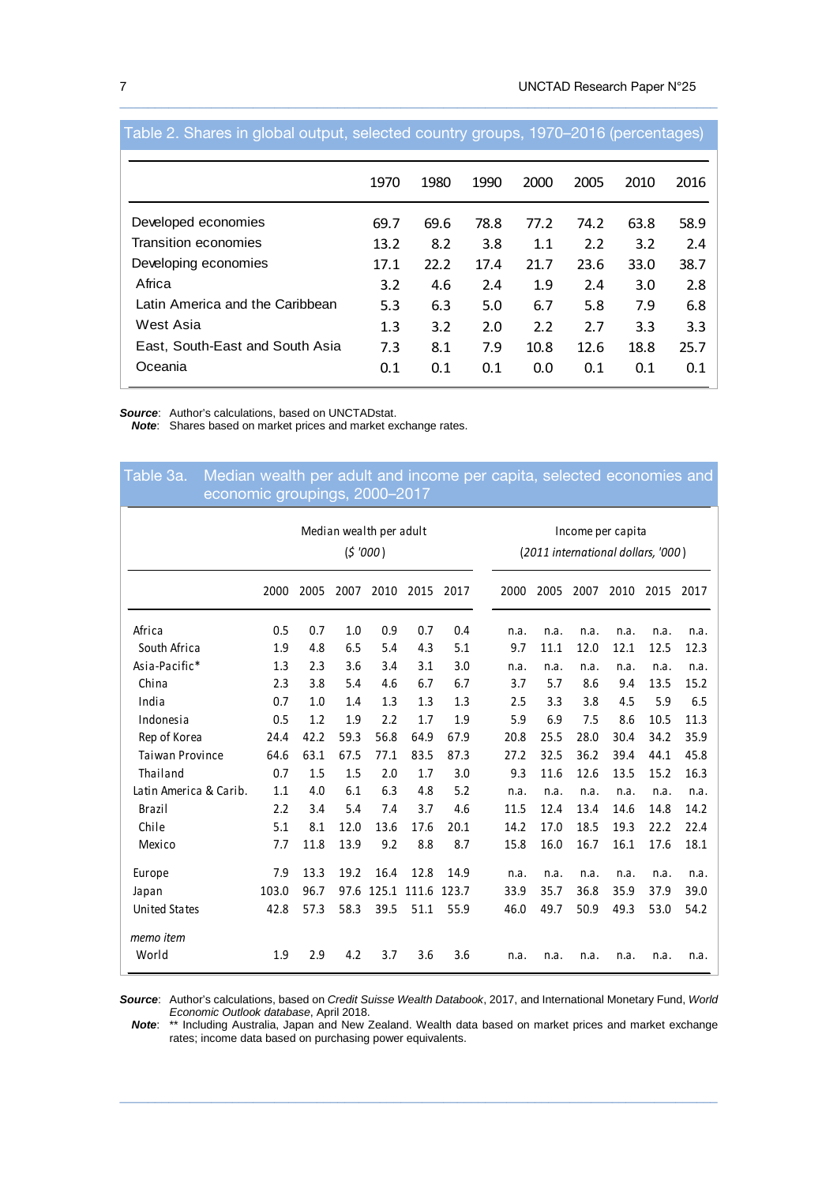Table 2. Shares in global output, selected country groups, 1970–2016 (percentages)

| | 1970 | 1980 | 1990 | 2000 | 2005 | 2010 | 2016 |
|---|---|---|---|---|---|---|---|
| Developed economies | 69.7 | 69.6 | 78.8 | 77.2 | 74.2 | 63.8 | 58.9 |
| Transition economies | 13.2 | 8.2 | 3.8 | 1.1 | 2.2 | 3.2 | 2.4 |
| Developing economies | 17.1 | 22.2 | 17.4 | 21.7 | 23.6 | 33.0 | 38.7 |
| Africa | 3.2 | 4.6 | 2.4 | 1.9 | 2.4 | 3.0 | 2.8 |
| Latin America and the Caribbean | 5.3 | 6.3 | 5.0 | 6.7 | 5.8 | 7.9 | 6.8 |
| West Asia | 1.3 | 3.2 | 2.0 | 2.2 | 2.7 | 3.3 | 3.3 |
| East, South-East and South Asia | 7.3 | 8.1 | 7.9 | 10.8 | 12.6 | 18.8 | 25.7 |
| Oceania | 0.1 | 0.1 | 0.1 | 0.0 | 0.1 | 0.1 | 0.1 |

***Source***: Author's calculations, based on UNCTADstat.
***Note***: Shares based on market prices and market exchange rates.

Table 3a. Median wealth per adult and income per capita, selected economies and economic groupings, 2000–2017

| | Median wealth per adult ($ '000) | | | | | | Income per capita (2011 international dollars, '000) | | | | | |
|---|---|---|---|---|---|---|---|---|---|---|---|---|
| | 2000 | 2005 | 2007 | 2010 | 2015 | 2017 | 2000 | 2005 | 2007 | 2010 | 2015 | 2017 |
| Africa | 0.5 | 0.7 | 1.0 | 0.9 | 0.7 | 0.4 | n.a. | n.a. | n.a. | n.a. | n.a. | n.a. |
| South Africa | 1.9 | 4.8 | 6.5 | 5.4 | 4.3 | 5.1 | 9.7 | 11.1 | 12.0 | 12.1 | 12.5 | 12.3 |
| Asia-Pacific* | 1.3 | 2.3 | 3.6 | 3.4 | 3.1 | 3.0 | n.a. | n.a. | n.a. | n.a. | n.a. | n.a. |
| China | 2.3 | 3.8 | 5.4 | 4.6 | 6.7 | 6.7 | 3.7 | 5.7 | 8.6 | 9.4 | 13.5 | 15.2 |
| India | 0.7 | 1.0 | 1.4 | 1.3 | 1.3 | 1.3 | 2.5 | 3.3 | 3.8 | 4.5 | 5.9 | 6.5 |
| Indonesia | 0.5 | 1.2 | 1.9 | 2.2 | 1.7 | 1.9 | 5.9 | 6.9 | 7.5 | 8.6 | 10.5 | 11.3 |
| Rep of Korea | 24.4 | 42.2 | 59.3 | 56.8 | 64.9 | 67.9 | 20.8 | 25.5 | 28.0 | 30.4 | 34.2 | 35.9 |
| Taiwan Province | 64.6 | 63.1 | 67.5 | 77.1 | 83.5 | 87.3 | 27.2 | 32.5 | 36.2 | 39.4 | 44.1 | 45.8 |
| Thailand | 0.7 | 1.5 | 1.5 | 2.0 | 1.7 | 3.0 | 9.3 | 11.6 | 12.6 | 13.5 | 15.2 | 16.3 |
| Latin America & Carib. | 1.1 | 4.0 | 6.1 | 6.3 | 4.8 | 5.2 | n.a. | n.a. | n.a. | n.a. | n.a. | n.a. |
| Brazil | 2.2 | 3.4 | 5.4 | 7.4 | 3.7 | 4.6 | 11.5 | 12.4 | 13.4 | 14.6 | 14.8 | 14.2 |
| Chile | 5.1 | 8.1 | 12.0 | 13.6 | 17.6 | 20.1 | 14.2 | 17.0 | 18.5 | 19.3 | 22.2 | 22.4 |
| Mexico | 7.7 | 11.8 | 13.9 | 9.2 | 8.8 | 8.7 | 15.8 | 16.0 | 16.7 | 16.1 | 17.6 | 18.1 |
| Europe | 7.9 | 13.3 | 19.2 | 16.4 | 12.8 | 14.9 | n.a. | n.a. | n.a. | n.a. | n.a. | n.a. |
| Japan | 103.0 | 96.7 | 97.6 | 125.1 | 111.6 | 123.7 | 33.9 | 35.7 | 36.8 | 35.9 | 37.9 | 39.0 |
| United States | 42.8 | 57.3 | 58.3 | 39.5 | 51.1 | 55.9 | 46.0 | 49.7 | 50.9 | 49.3 | 53.0 | 54.2 |
| *memo item* | | | | | | | | | | | | |
| World | 1.9 | 2.9 | 4.2 | 3.7 | 3.6 | 3.6 | n.a. | n.a. | n.a. | n.a. | n.a. | n.a. |

***Source***: Author's calculations, based on *Credit Suisse Wealth Databook*, 2017, and International Monetary Fund, *World Economic Outlook database*, April 2018.
***Note***: ** Including Australia, Japan and New Zealand. Wealth data based on market prices and market exchange rates; income data based on purchasing power equivalents.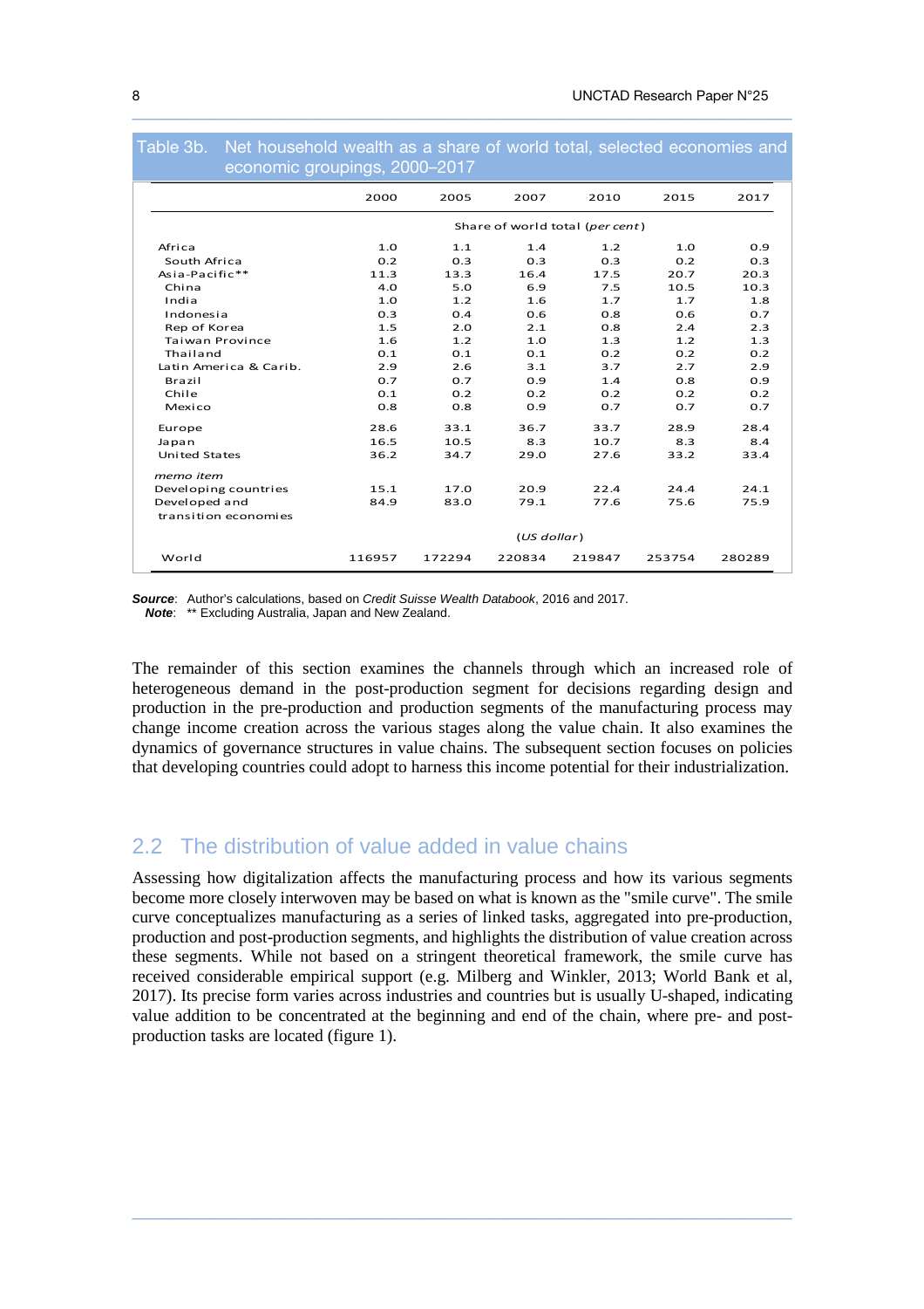Table 3b. Net household wealth as a share of world total, selected economies and economic groupings, 2000–2017

| | 2000 | 2005 | 2007 | 2010 | 2015 | 2017 |
|---|---|---|---|---|---|---|
| | Share of world total (*per cent*) | | | | | |
| Africa | 1.0 | 1.1 | 1.4 | 1.2 | 1.0 | 0.9 |
| South Africa | 0.2 | 0.3 | 0.3 | 0.3 | 0.2 | 0.3 |
| Asia-Pacific** | 11.3 | 13.3 | 16.4 | 17.5 | 20.7 | 20.3 |
| China | 4.0 | 5.0 | 6.9 | 7.5 | 10.5 | 10.3 |
| India | 1.0 | 1.2 | 1.6 | 1.7 | 1.7 | 1.8 |
| Indonesia | 0.3 | 0.4 | 0.6 | 0.8 | 0.6 | 0.7 |
| Rep of Korea | 1.5 | 2.0 | 2.1 | 0.8 | 2.4 | 2.3 |
| Taiwan Province | 1.6 | 1.2 | 1.0 | 1.3 | 1.2 | 1.3 |
| Thailand | 0.1 | 0.1 | 0.1 | 0.2 | 0.2 | 0.2 |
| Latin America & Carib. | 2.9 | 2.6 | 3.1 | 3.7 | 2.7 | 2.9 |
| Brazil | 0.7 | 0.7 | 0.9 | 1.4 | 0.8 | 0.9 |
| Chile | 0.1 | 0.2 | 0.2 | 0.2 | 0.2 | 0.2 |
| Mexico | 0.8 | 0.8 | 0.9 | 0.7 | 0.7 | 0.7 |
| Europe | 28.6 | 33.1 | 36.7 | 33.7 | 28.9 | 28.4 |
| Japan | 16.5 | 10.5 | 8.3 | 10.7 | 8.3 | 8.4 |
| United States | 36.2 | 34.7 | 29.0 | 27.6 | 33.2 | 33.4 |
| *memo item* | | | | | | |
| Developing countries | 15.1 | 17.0 | 20.9 | 22.4 | 24.4 | 24.1 |
| Developed and transition economies | 84.9 | 83.0 | 79.1 | 77.6 | 75.6 | 75.9 |
| | (*US dollar*) | | | | | |
| World | 116957 | 172294 | 220834 | 219847 | 253754 | 280289 |

***Source***: Author's calculations, based on *Credit Suisse Wealth Databook*, 2016 and 2017.
***Note***: ** Excluding Australia, Japan and New Zealand.

The remainder of this section examines the channels through which an increased role of heterogeneous demand in the post-production segment for decisions regarding design and production in the pre-production and production segments of the manufacturing process may change income creation across the various stages along the value chain. It also examines the dynamics of governance structures in value chains. The subsequent section focuses on policies that developing countries could adopt to harness this income potential for their industrialization.

## 2.2 The distribution of value added in value chains

Assessing how digitalization affects the manufacturing process and how its various segments become more closely interwoven may be based on what is known as the "smile curve". The smile curve conceptualizes manufacturing as a series of linked tasks, aggregated into pre-production, production and post-production segments, and highlights the distribution of value creation across these segments. While not based on a stringent theoretical framework, the smile curve has received considerable empirical support (e.g. Milberg and Winkler, 2013; World Bank et al, 2017). Its precise form varies across industries and countries but is usually U-shaped, indicating value addition to be concentrated at the beginning and end of the chain, where pre- and post-production tasks are located (figure 1).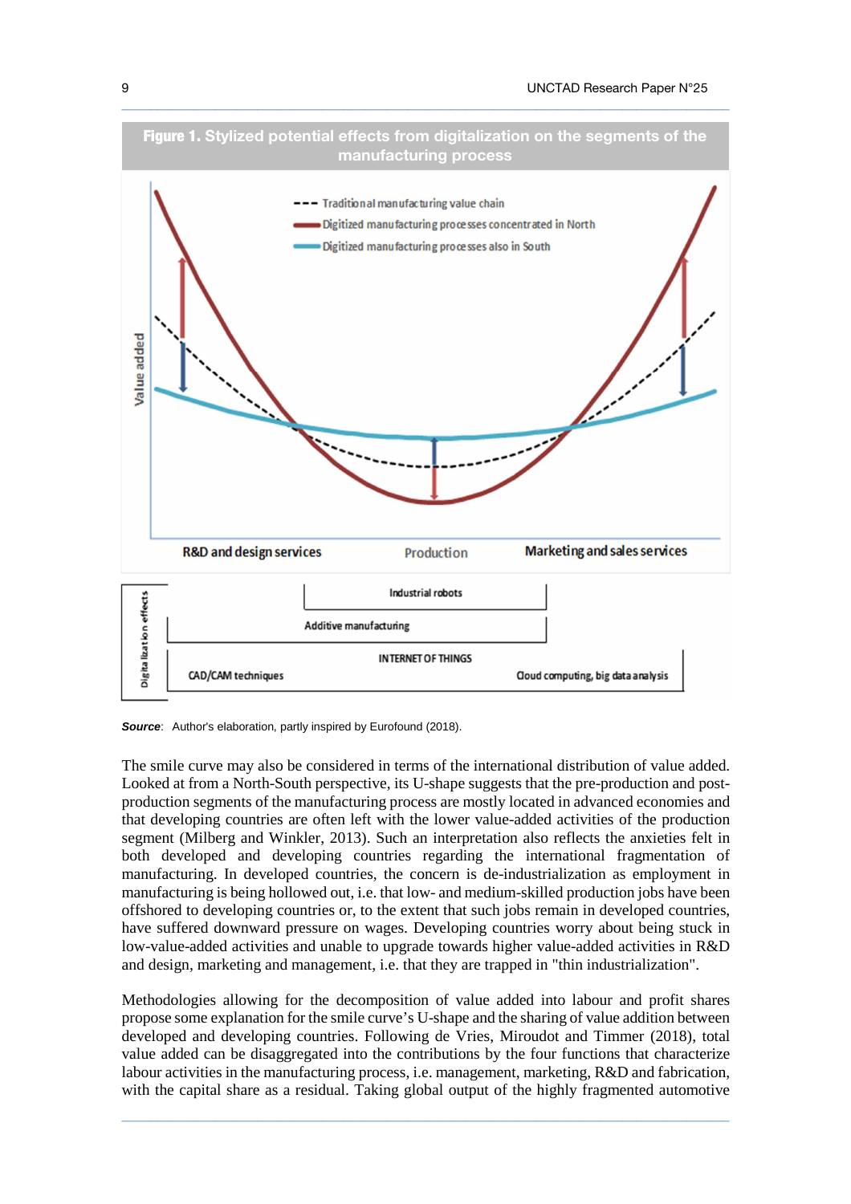**Figure 1. Stylized potential effects from digitalization on the segments of the manufacturing process**

*Source*: Author's elaboration, partly inspired by Eurofound (2018).

The smile curve may also be considered in terms of the international distribution of value added. Looked at from a North-South perspective, its U-shape suggests that the pre-production and post-production segments of the manufacturing process are mostly located in advanced economies and that developing countries are often left with the lower value-added activities of the production segment (Milberg and Winkler, 2013). Such an interpretation also reflects the anxieties felt in both developed and developing countries regarding the international fragmentation of manufacturing. In developed countries, the concern is de-industrialization as employment in manufacturing is being hollowed out, i.e. that low- and medium-skilled production jobs have been offshored to developing countries or, to the extent that such jobs remain in developed countries, have suffered downward pressure on wages. Developing countries worry about being stuck in low-value-added activities and unable to upgrade towards higher value-added activities in R&D and design, marketing and management, i.e. that they are trapped in "thin industrialization".

Methodologies allowing for the decomposition of value added into labour and profit shares propose some explanation for the smile curve's U-shape and the sharing of value addition between developed and developing countries. Following de Vries, Miroudot and Timmer (2018), total value added can be disaggregated into the contributions by the four functions that characterize labour activities in the manufacturing process, i.e. management, marketing, R&D and fabrication, with the capital share as a residual. Taking global output of the highly fragmented automotive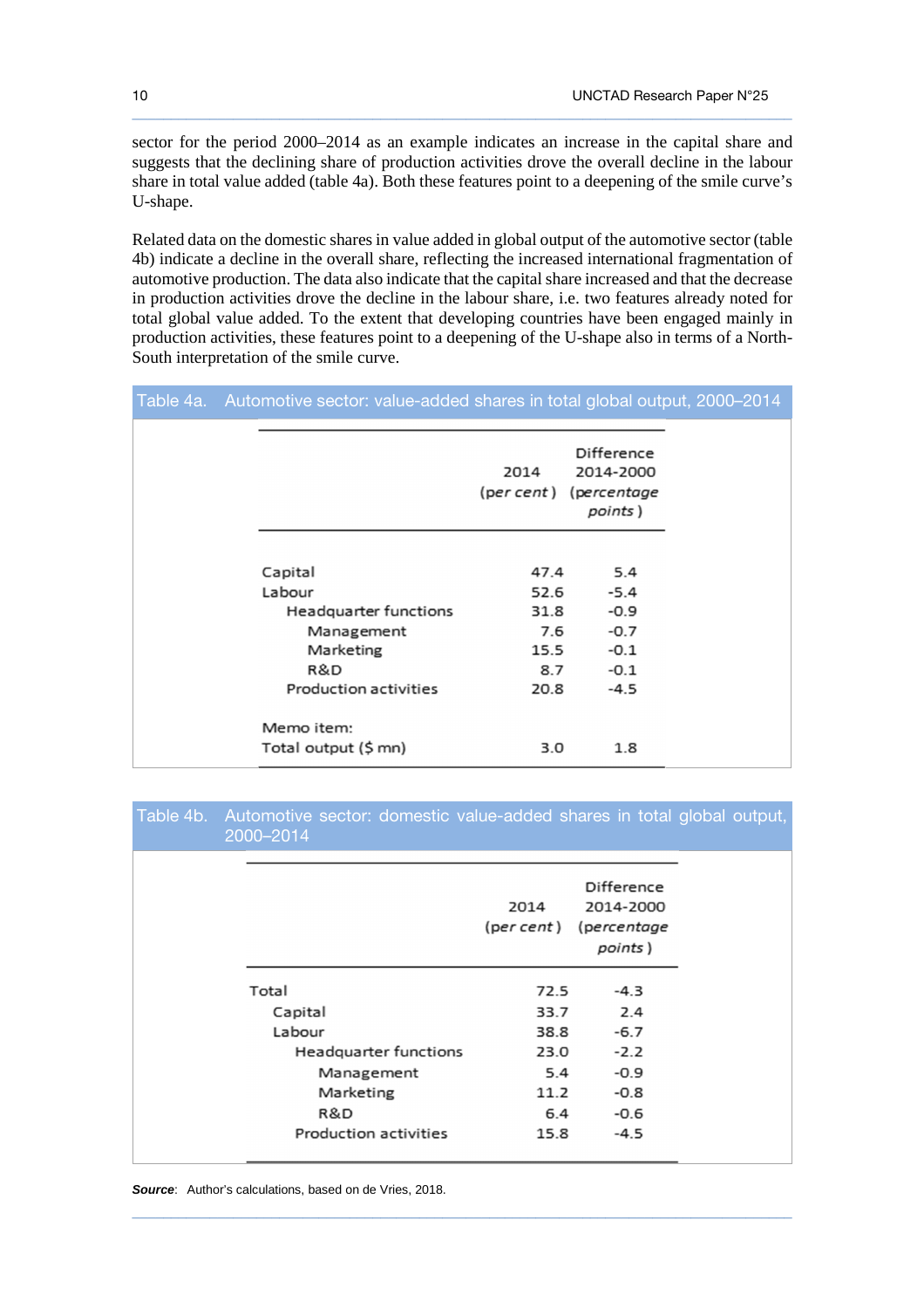sector for the period 2000–2014 as an example indicates an increase in the capital share and suggests that the declining share of production activities drove the overall decline in the labour share in total value added (table 4a). Both these features point to a deepening of the smile curve's U-shape.

Related data on the domestic shares in value added in global output of the automotive sector (table 4b) indicate a decline in the overall share, reflecting the increased international fragmentation of automotive production. The data also indicate that the capital share increased and that the decrease in production activities drove the decline in the labour share, i.e. two features already noted for total global value added. To the extent that developing countries have been engaged mainly in production activities, these features point to a deepening of the U-shape also in terms of a North-South interpretation of the smile curve.

**Table 4a. Automotive sector: value-added shares in total global output, 2000–2014**

| | 2014 (per cent) | Difference 2014-2000 (percentage points) |
|---|---|---|
| Capital | 47.4 | 5.4 |
| Labour | 52.6 | -5.4 |
| Headquarter functions | 31.8 | -0.9 |
| Management | 7.6 | -0.7 |
| Marketing | 15.5 | -0.1 |
| R&D | 8.7 | -0.1 |
| Production activities | 20.8 | -4.5 |
| Memo item: | | |
| Total output ($ mn) | 3.0 | 1.8 |

**Table 4b. Automotive sector: domestic value-added shares in total global output, 2000–2014**

| | 2014 (per cent) | Difference 2014-2000 (percentage points) |
|---|---|---|
| Total | 72.5 | -4.3 |
| Capital | 33.7 | 2.4 |
| Labour | 38.8 | -6.7 |
| Headquarter functions | 23.0 | -2.2 |
| Management | 5.4 | -0.9 |
| Marketing | 11.2 | -0.8 |
| R&D | 6.4 | -0.6 |
| Production activities | 15.8 | -4.5 |

***Source***: Author's calculations, based on de Vries, 2018.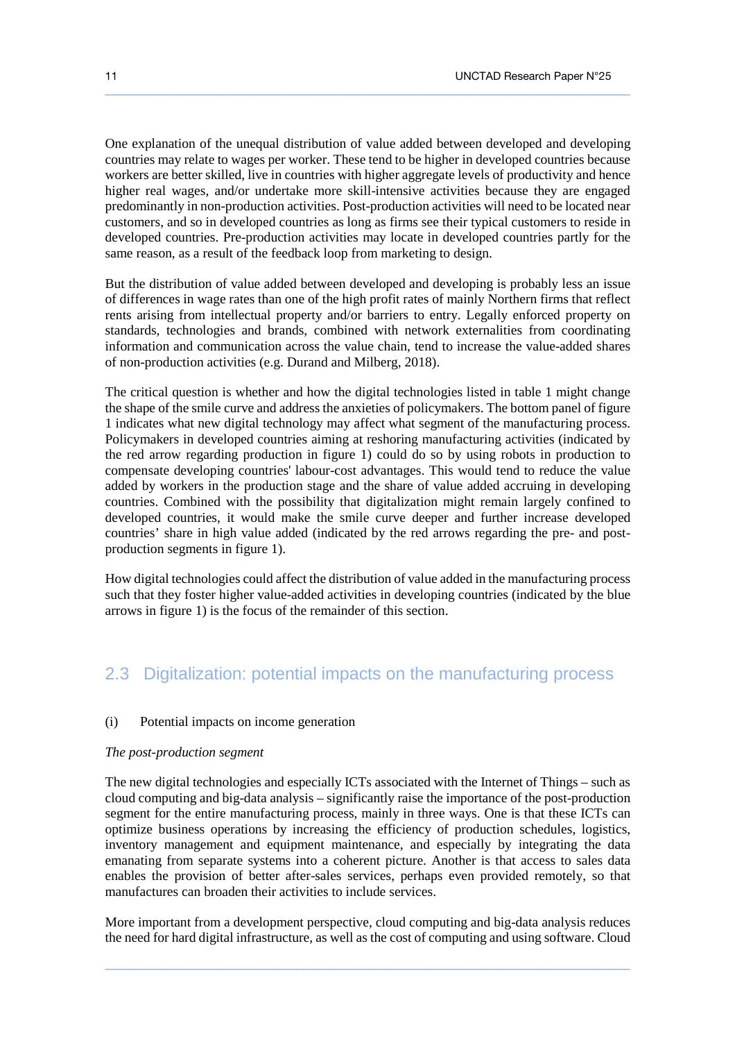One explanation of the unequal distribution of value added between developed and developing countries may relate to wages per worker. These tend to be higher in developed countries because workers are better skilled, live in countries with higher aggregate levels of productivity and hence higher real wages, and/or undertake more skill-intensive activities because they are engaged predominantly in non-production activities. Post-production activities will need to be located near customers, and so in developed countries as long as firms see their typical customers to reside in developed countries. Pre-production activities may locate in developed countries partly for the same reason, as a result of the feedback loop from marketing to design.

But the distribution of value added between developed and developing is probably less an issue of differences in wage rates than one of the high profit rates of mainly Northern firms that reflect rents arising from intellectual property and/or barriers to entry. Legally enforced property on standards, technologies and brands, combined with network externalities from coordinating information and communication across the value chain, tend to increase the value-added shares of non-production activities (e.g. Durand and Milberg, 2018).

The critical question is whether and how the digital technologies listed in table 1 might change the shape of the smile curve and address the anxieties of policymakers. The bottom panel of figure 1 indicates what new digital technology may affect what segment of the manufacturing process. Policymakers in developed countries aiming at reshoring manufacturing activities (indicated by the red arrow regarding production in figure 1) could do so by using robots in production to compensate developing countries' labour-cost advantages. This would tend to reduce the value added by workers in the production stage and the share of value added accruing in developing countries. Combined with the possibility that digitalization might remain largely confined to developed countries, it would make the smile curve deeper and further increase developed countries' share in high value added (indicated by the red arrows regarding the pre- and post-production segments in figure 1).

How digital technologies could affect the distribution of value added in the manufacturing process such that they foster higher value-added activities in developing countries (indicated by the blue arrows in figure 1) is the focus of the remainder of this section.

## 2.3 Digitalization: potential impacts on the manufacturing process

(i) Potential impacts on income generation

*The post-production segment*

The new digital technologies and especially ICTs associated with the Internet of Things – such as cloud computing and big-data analysis – significantly raise the importance of the post-production segment for the entire manufacturing process, mainly in three ways. One is that these ICTs can optimize business operations by increasing the efficiency of production schedules, logistics, inventory management and equipment maintenance, and especially by integrating the data emanating from separate systems into a coherent picture. Another is that access to sales data enables the provision of better after-sales services, perhaps even provided remotely, so that manufactures can broaden their activities to include services.

More important from a development perspective, cloud computing and big-data analysis reduces the need for hard digital infrastructure, as well as the cost of computing and using software. Cloud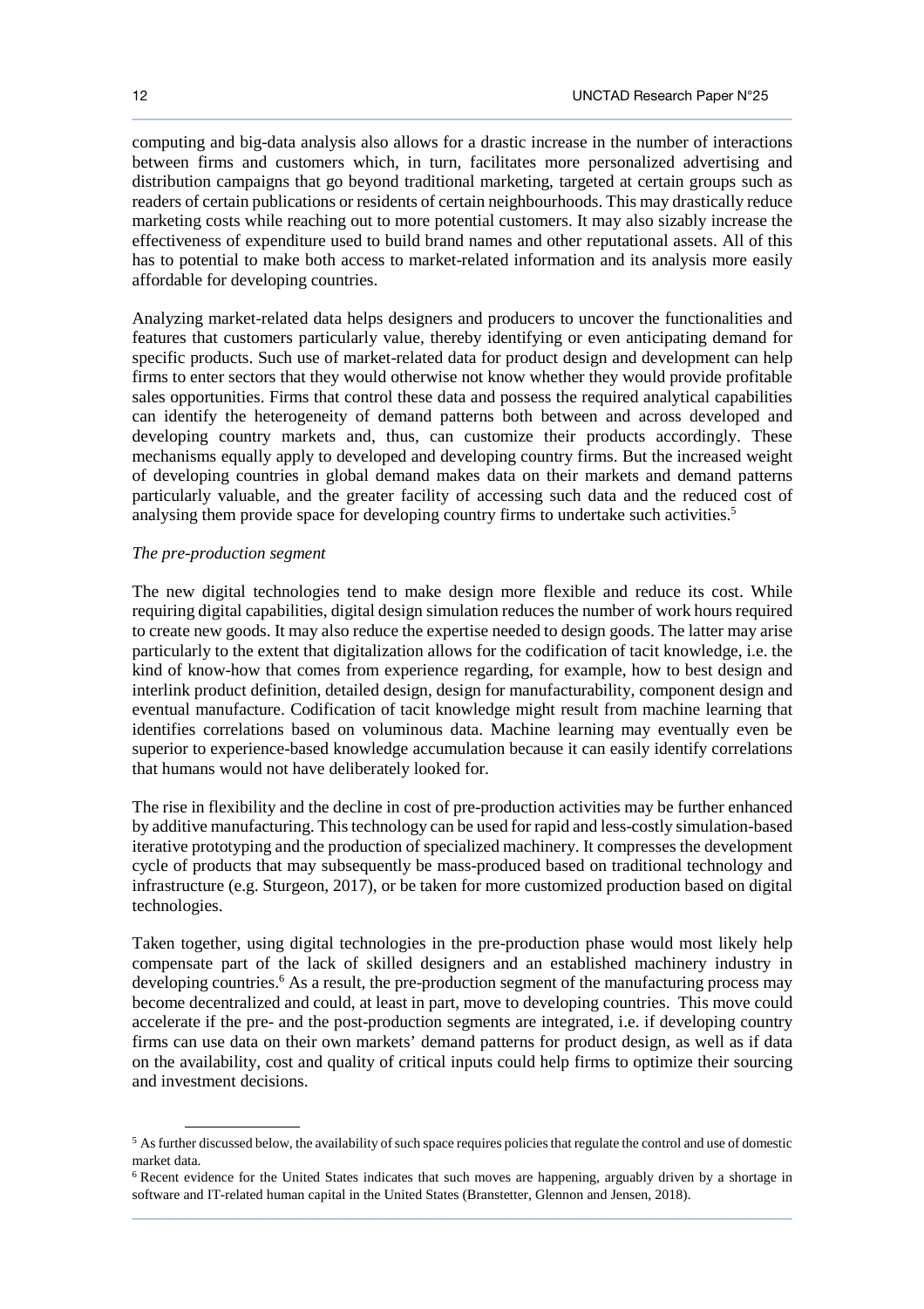computing and big-data analysis also allows for a drastic increase in the number of interactions between firms and customers which, in turn, facilitates more personalized advertising and distribution campaigns that go beyond traditional marketing, targeted at certain groups such as readers of certain publications or residents of certain neighbourhoods. This may drastically reduce marketing costs while reaching out to more potential customers. It may also sizably increase the effectiveness of expenditure used to build brand names and other reputational assets. All of this has to potential to make both access to market-related information and its analysis more easily affordable for developing countries.

Analyzing market-related data helps designers and producers to uncover the functionalities and features that customers particularly value, thereby identifying or even anticipating demand for specific products. Such use of market-related data for product design and development can help firms to enter sectors that they would otherwise not know whether they would provide profitable sales opportunities. Firms that control these data and possess the required analytical capabilities can identify the heterogeneity of demand patterns both between and across developed and developing country markets and, thus, can customize their products accordingly. These mechanisms equally apply to developed and developing country firms. But the increased weight of developing countries in global demand makes data on their markets and demand patterns particularly valuable, and the greater facility of accessing such data and the reduced cost of analysing them provide space for developing country firms to undertake such activities.[5]

*The pre-production segment*

The new digital technologies tend to make design more flexible and reduce its cost. While requiring digital capabilities, digital design simulation reduces the number of work hours required to create new goods. It may also reduce the expertise needed to design goods. The latter may arise particularly to the extent that digitalization allows for the codification of tacit knowledge, i.e. the kind of know-how that comes from experience regarding, for example, how to best design and interlink product definition, detailed design, design for manufacturability, component design and eventual manufacture. Codification of tacit knowledge might result from machine learning that identifies correlations based on voluminous data. Machine learning may eventually even be superior to experience-based knowledge accumulation because it can easily identify correlations that humans would not have deliberately looked for.

The rise in flexibility and the decline in cost of pre-production activities may be further enhanced by additive manufacturing. This technology can be used for rapid and less-costly simulation-based iterative prototyping and the production of specialized machinery. It compresses the development cycle of products that may subsequently be mass-produced based on traditional technology and infrastructure (e.g. Sturgeon, 2017), or be taken for more customized production based on digital technologies.

Taken together, using digital technologies in the pre-production phase would most likely help compensate part of the lack of skilled designers and an established machinery industry in developing countries.[6] As a result, the pre-production segment of the manufacturing process may become decentralized and could, at least in part, move to developing countries. This move could accelerate if the pre- and the post-production segments are integrated, i.e. if developing country firms can use data on their own markets' demand patterns for product design, as well as if data on the availability, cost and quality of critical inputs could help firms to optimize their sourcing and investment decisions.

---

[5] As further discussed below, the availability of such space requires policies that regulate the control and use of domestic market data.

[6] Recent evidence for the United States indicates that such moves are happening, arguably driven by a shortage in software and IT-related human capital in the United States (Branstetter, Glennon and Jensen, 2018).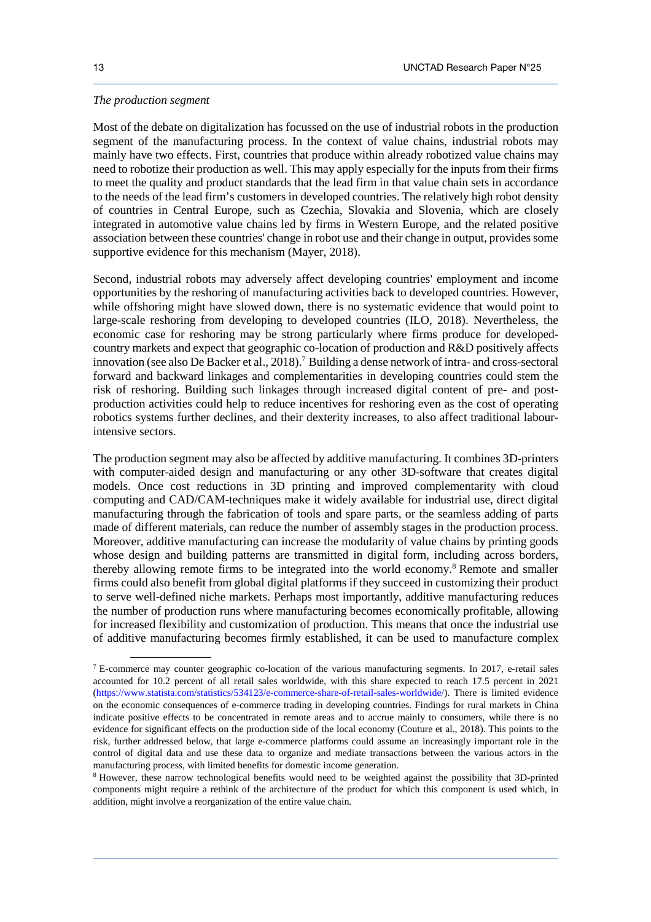*The production segment*

Most of the debate on digitalization has focussed on the use of industrial robots in the production segment of the manufacturing process. In the context of value chains, industrial robots may mainly have two effects. First, countries that produce within already robotized value chains may need to robotize their production as well. This may apply especially for the inputs from their firms to meet the quality and product standards that the lead firm in that value chain sets in accordance to the needs of the lead firm's customers in developed countries. The relatively high robot density of countries in Central Europe, such as Czechia, Slovakia and Slovenia, which are closely integrated in automotive value chains led by firms in Western Europe, and the related positive association between these countries' change in robot use and their change in output, provides some supportive evidence for this mechanism (Mayer, 2018).

Second, industrial robots may adversely affect developing countries' employment and income opportunities by the reshoring of manufacturing activities back to developed countries. However, while offshoring might have slowed down, there is no systematic evidence that would point to large-scale reshoring from developing to developed countries (ILO, 2018). Nevertheless, the economic case for reshoring may be strong particularly where firms produce for developed-country markets and expect that geographic co-location of production and R&D positively affects innovation (see also De Backer et al., 2018).[7] Building a dense network of intra- and cross-sectoral forward and backward linkages and complementarities in developing countries could stem the risk of reshoring. Building such linkages through increased digital content of pre- and post-production activities could help to reduce incentives for reshoring even as the cost of operating robotics systems further declines, and their dexterity increases, to also affect traditional labour-intensive sectors.

The production segment may also be affected by additive manufacturing. It combines 3D-printers with computer-aided design and manufacturing or any other 3D-software that creates digital models. Once cost reductions in 3D printing and improved complementarity with cloud computing and CAD/CAM-techniques make it widely available for industrial use, direct digital manufacturing through the fabrication of tools and spare parts, or the seamless adding of parts made of different materials, can reduce the number of assembly stages in the production process. Moreover, additive manufacturing can increase the modularity of value chains by printing goods whose design and building patterns are transmitted in digital form, including across borders, thereby allowing remote firms to be integrated into the world economy.[8] Remote and smaller firms could also benefit from global digital platforms if they succeed in customizing their product to serve well-defined niche markets. Perhaps most importantly, additive manufacturing reduces the number of production runs where manufacturing becomes economically profitable, allowing for increased flexibility and customization of production. This means that once the industrial use of additive manufacturing becomes firmly established, it can be used to manufacture complex

---

[7] E-commerce may counter geographic co-location of the various manufacturing segments. In 2017, e-retail sales accounted for 10.2 percent of all retail sales worldwide, with this share expected to reach 17.5 percent in 2021 (https://www.statista.com/statistics/534123/e-commerce-share-of-retail-sales-worldwide/). There is limited evidence on the economic consequences of e-commerce trading in developing countries. Findings for rural markets in China indicate positive effects to be concentrated in remote areas and to accrue mainly to consumers, while there is no evidence for significant effects on the production side of the local economy (Couture et al., 2018). This points to the risk, further addressed below, that large e-commerce platforms could assume an increasingly important role in the control of digital data and use these data to organize and mediate transactions between the various actors in the manufacturing process, with limited benefits for domestic income generation.

[8] However, these narrow technological benefits would need to be weighted against the possibility that 3D-printed components might require a rethink of the architecture of the product for which this component is used which, in addition, might involve a reorganization of the entire value chain.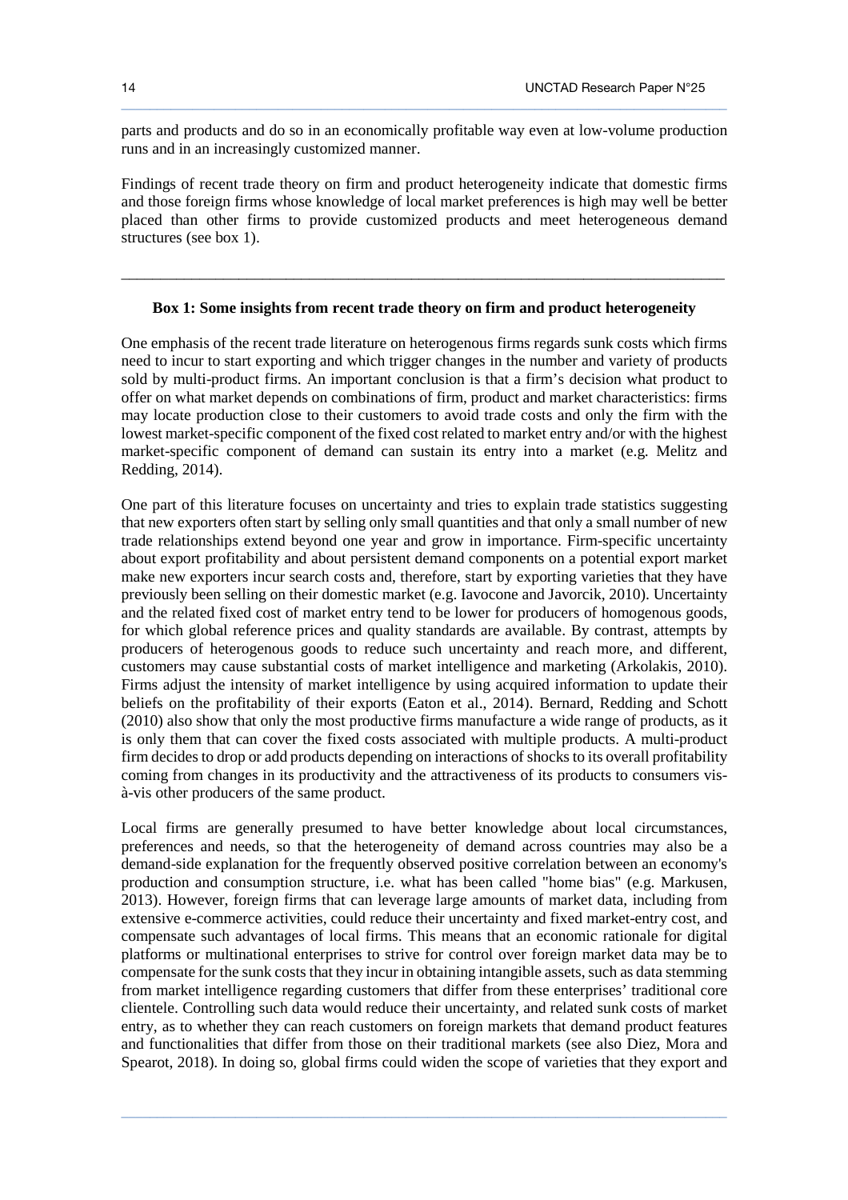parts and products and do so in an economically profitable way even at low-volume production runs and in an increasingly customized manner.

Findings of recent trade theory on firm and product heterogeneity indicate that domestic firms and those foreign firms whose knowledge of local market preferences is high may well be better placed than other firms to provide customized products and meet heterogeneous demand structures (see box 1).

---

**Box 1: Some insights from recent trade theory on firm and product heterogeneity**

One emphasis of the recent trade literature on heterogenous firms regards sunk costs which firms need to incur to start exporting and which trigger changes in the number and variety of products sold by multi-product firms. An important conclusion is that a firm's decision what product to offer on what market depends on combinations of firm, product and market characteristics: firms may locate production close to their customers to avoid trade costs and only the firm with the lowest market-specific component of the fixed cost related to market entry and/or with the highest market-specific component of demand can sustain its entry into a market (e.g. Melitz and Redding, 2014).

One part of this literature focuses on uncertainty and tries to explain trade statistics suggesting that new exporters often start by selling only small quantities and that only a small number of new trade relationships extend beyond one year and grow in importance. Firm-specific uncertainty about export profitability and about persistent demand components on a potential export market make new exporters incur search costs and, therefore, start by exporting varieties that they have previously been selling on their domestic market (e.g. Iavocone and Javorcik, 2010). Uncertainty and the related fixed cost of market entry tend to be lower for producers of homogenous goods, for which global reference prices and quality standards are available. By contrast, attempts by producers of heterogenous goods to reduce such uncertainty and reach more, and different, customers may cause substantial costs of market intelligence and marketing (Arkolakis, 2010). Firms adjust the intensity of market intelligence by using acquired information to update their beliefs on the profitability of their exports (Eaton et al., 2014). Bernard, Redding and Schott (2010) also show that only the most productive firms manufacture a wide range of products, as it is only them that can cover the fixed costs associated with multiple products. A multi-product firm decides to drop or add products depending on interactions of shocks to its overall profitability coming from changes in its productivity and the attractiveness of its products to consumers vis-à-vis other producers of the same product.

Local firms are generally presumed to have better knowledge about local circumstances, preferences and needs, so that the heterogeneity of demand across countries may also be a demand-side explanation for the frequently observed positive correlation between an economy's production and consumption structure, i.e. what has been called "home bias" (e.g. Markusen, 2013). However, foreign firms that can leverage large amounts of market data, including from extensive e-commerce activities, could reduce their uncertainty and fixed market-entry cost, and compensate such advantages of local firms. This means that an economic rationale for digital platforms or multinational enterprises to strive for control over foreign market data may be to compensate for the sunk costs that they incur in obtaining intangible assets, such as data stemming from market intelligence regarding customers that differ from these enterprises' traditional core clientele. Controlling such data would reduce their uncertainty, and related sunk costs of market entry, as to whether they can reach customers on foreign markets that demand product features and functionalities that differ from those on their traditional markets (see also Diez, Mora and Spearot, 2018). In doing so, global firms could widen the scope of varieties that they export and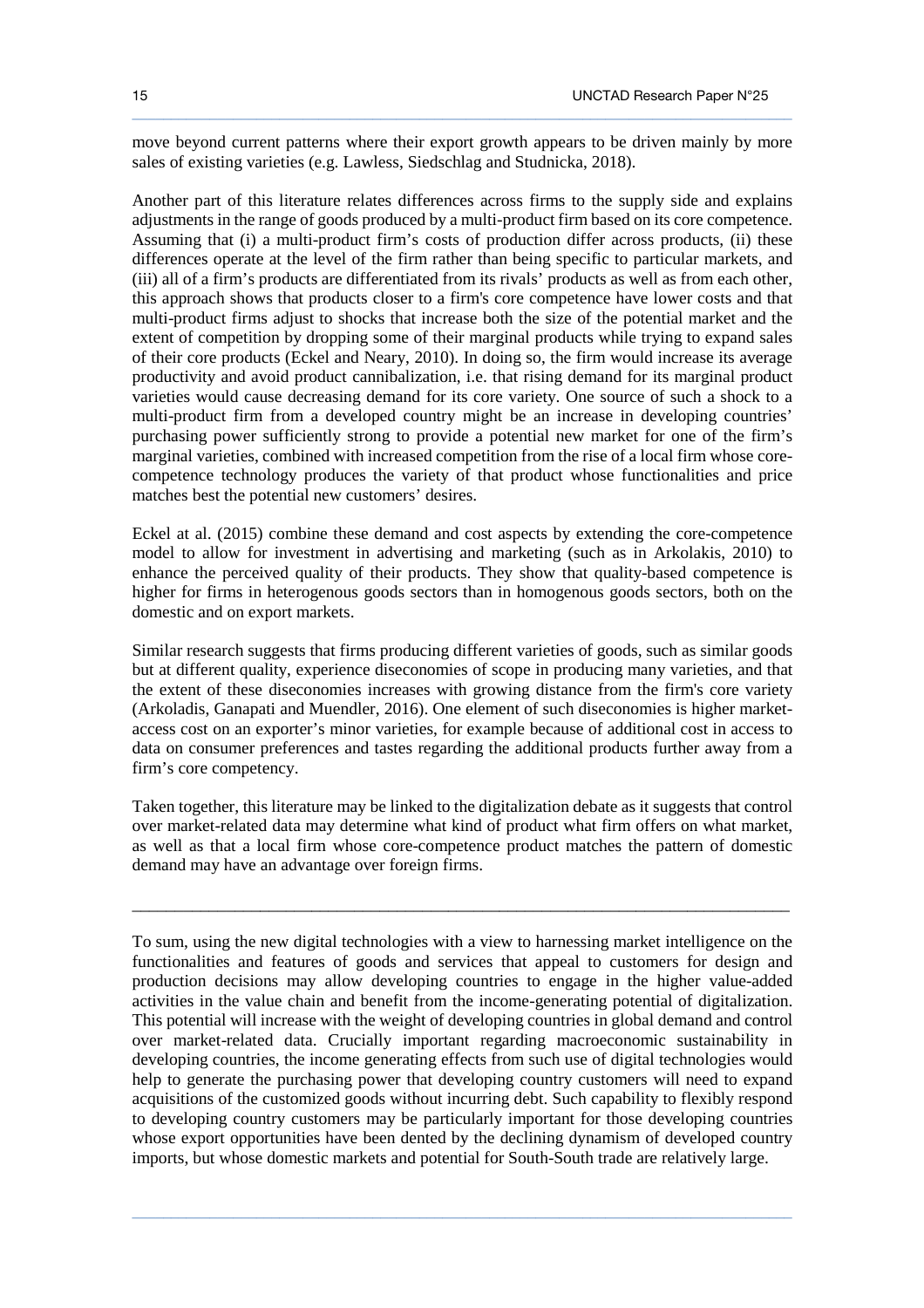move beyond current patterns where their export growth appears to be driven mainly by more sales of existing varieties (e.g. Lawless, Siedschlag and Studnicka, 2018).

Another part of this literature relates differences across firms to the supply side and explains adjustments in the range of goods produced by a multi-product firm based on its core competence. Assuming that (i) a multi-product firm's costs of production differ across products, (ii) these differences operate at the level of the firm rather than being specific to particular markets, and (iii) all of a firm's products are differentiated from its rivals' products as well as from each other, this approach shows that products closer to a firm's core competence have lower costs and that multi-product firms adjust to shocks that increase both the size of the potential market and the extent of competition by dropping some of their marginal products while trying to expand sales of their core products (Eckel and Neary, 2010). In doing so, the firm would increase its average productivity and avoid product cannibalization, i.e. that rising demand for its marginal product varieties would cause decreasing demand for its core variety. One source of such a shock to a multi-product firm from a developed country might be an increase in developing countries' purchasing power sufficiently strong to provide a potential new market for one of the firm's marginal varieties, combined with increased competition from the rise of a local firm whose core-competence technology produces the variety of that product whose functionalities and price matches best the potential new customers' desires.

Eckel at al. (2015) combine these demand and cost aspects by extending the core-competence model to allow for investment in advertising and marketing (such as in Arkolakis, 2010) to enhance the perceived quality of their products. They show that quality-based competence is higher for firms in heterogenous goods sectors than in homogenous goods sectors, both on the domestic and on export markets.

Similar research suggests that firms producing different varieties of goods, such as similar goods but at different quality, experience diseconomies of scope in producing many varieties, and that the extent of these diseconomies increases with growing distance from the firm's core variety (Arkoladis, Ganapati and Muendler, 2016). One element of such diseconomies is higher market-access cost on an exporter's minor varieties, for example because of additional cost in access to data on consumer preferences and tastes regarding the additional products further away from a firm's core competency.

Taken together, this literature may be linked to the digitalization debate as it suggests that control over market-related data may determine what kind of product what firm offers on what market, as well as that a local firm whose core-competence product matches the pattern of domestic demand may have an advantage over foreign firms.

---

To sum, using the new digital technologies with a view to harnessing market intelligence on the functionalities and features of goods and services that appeal to customers for design and production decisions may allow developing countries to engage in the higher value-added activities in the value chain and benefit from the income-generating potential of digitalization. This potential will increase with the weight of developing countries in global demand and control over market-related data. Crucially important regarding macroeconomic sustainability in developing countries, the income generating effects from such use of digital technologies would help to generate the purchasing power that developing country customers will need to expand acquisitions of the customized goods without incurring debt. Such capability to flexibly respond to developing country customers may be particularly important for those developing countries whose export opportunities have been dented by the declining dynamism of developed country imports, but whose domestic markets and potential for South-South trade are relatively large.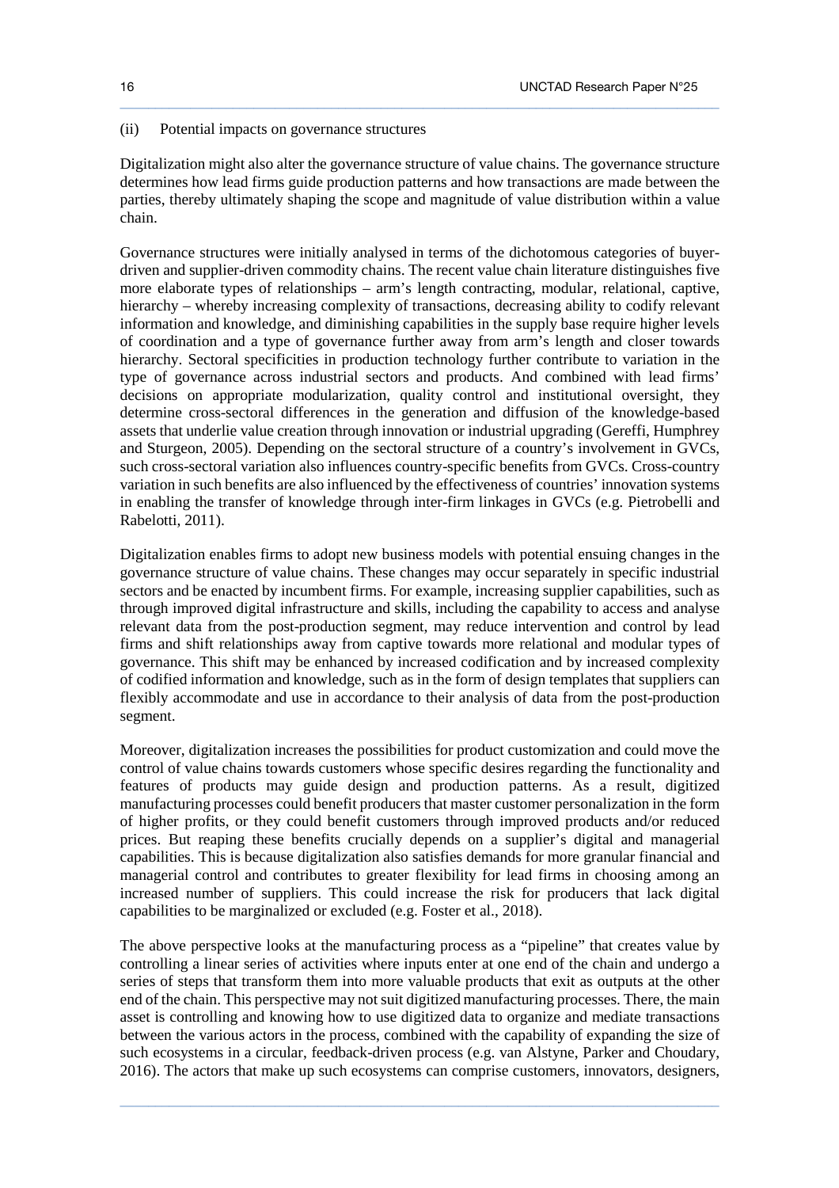(ii) Potential impacts on governance structures

Digitalization might also alter the governance structure of value chains. The governance structure determines how lead firms guide production patterns and how transactions are made between the parties, thereby ultimately shaping the scope and magnitude of value distribution within a value chain.

Governance structures were initially analysed in terms of the dichotomous categories of buyer-driven and supplier-driven commodity chains. The recent value chain literature distinguishes five more elaborate types of relationships – arm's length contracting, modular, relational, captive, hierarchy – whereby increasing complexity of transactions, decreasing ability to codify relevant information and knowledge, and diminishing capabilities in the supply base require higher levels of coordination and a type of governance further away from arm's length and closer towards hierarchy. Sectoral specificities in production technology further contribute to variation in the type of governance across industrial sectors and products. And combined with lead firms' decisions on appropriate modularization, quality control and institutional oversight, they determine cross-sectoral differences in the generation and diffusion of the knowledge-based assets that underlie value creation through innovation or industrial upgrading (Gereffi, Humphrey and Sturgeon, 2005). Depending on the sectoral structure of a country's involvement in GVCs, such cross-sectoral variation also influences country-specific benefits from GVCs. Cross-country variation in such benefits are also influenced by the effectiveness of countries' innovation systems in enabling the transfer of knowledge through inter-firm linkages in GVCs (e.g. Pietrobelli and Rabelotti, 2011).

Digitalization enables firms to adopt new business models with potential ensuing changes in the governance structure of value chains. These changes may occur separately in specific industrial sectors and be enacted by incumbent firms. For example, increasing supplier capabilities, such as through improved digital infrastructure and skills, including the capability to access and analyse relevant data from the post-production segment, may reduce intervention and control by lead firms and shift relationships away from captive towards more relational and modular types of governance. This shift may be enhanced by increased codification and by increased complexity of codified information and knowledge, such as in the form of design templates that suppliers can flexibly accommodate and use in accordance to their analysis of data from the post-production segment.

Moreover, digitalization increases the possibilities for product customization and could move the control of value chains towards customers whose specific desires regarding the functionality and features of products may guide design and production patterns. As a result, digitized manufacturing processes could benefit producers that master customer personalization in the form of higher profits, or they could benefit customers through improved products and/or reduced prices. But reaping these benefits crucially depends on a supplier's digital and managerial capabilities. This is because digitalization also satisfies demands for more granular financial and managerial control and contributes to greater flexibility for lead firms in choosing among an increased number of suppliers. This could increase the risk for producers that lack digital capabilities to be marginalized or excluded (e.g. Foster et al., 2018).

The above perspective looks at the manufacturing process as a "pipeline" that creates value by controlling a linear series of activities where inputs enter at one end of the chain and undergo a series of steps that transform them into more valuable products that exit as outputs at the other end of the chain. This perspective may not suit digitized manufacturing processes. There, the main asset is controlling and knowing how to use digitized data to organize and mediate transactions between the various actors in the process, combined with the capability of expanding the size of such ecosystems in a circular, feedback-driven process (e.g. van Alstyne, Parker and Choudary, 2016). The actors that make up such ecosystems can comprise customers, innovators, designers,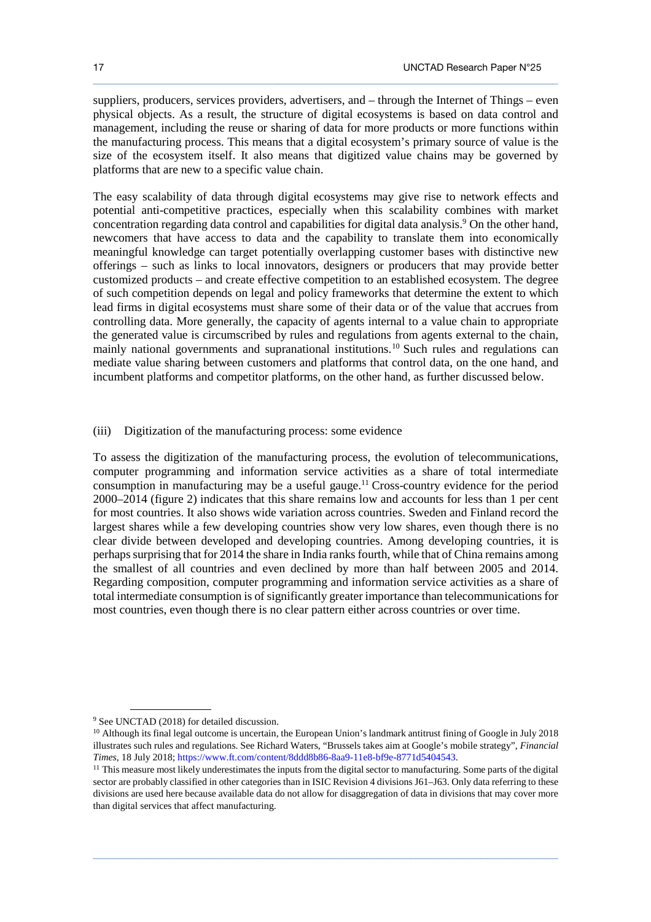suppliers, producers, services providers, advertisers, and – through the Internet of Things – even physical objects. As a result, the structure of digital ecosystems is based on data control and management, including the reuse or sharing of data for more products or more functions within the manufacturing process. This means that a digital ecosystem's primary source of value is the size of the ecosystem itself. It also means that digitized value chains may be governed by platforms that are new to a specific value chain.

The easy scalability of data through digital ecosystems may give rise to network effects and potential anti-competitive practices, especially when this scalability combines with market concentration regarding data control and capabilities for digital data analysis.[9] On the other hand, newcomers that have access to data and the capability to translate them into economically meaningful knowledge can target potentially overlapping customer bases with distinctive new offerings – such as links to local innovators, designers or producers that may provide better customized products – and create effective competition to an established ecosystem. The degree of such competition depends on legal and policy frameworks that determine the extent to which lead firms in digital ecosystems must share some of their data or of the value that accrues from controlling data. More generally, the capacity of agents internal to a value chain to appropriate the generated value is circumscribed by rules and regulations from agents external to the chain, mainly national governments and supranational institutions.[10] Such rules and regulations can mediate value sharing between customers and platforms that control data, on the one hand, and incumbent platforms and competitor platforms, on the other hand, as further discussed below.

### (iii) Digitization of the manufacturing process: some evidence

To assess the digitization of the manufacturing process, the evolution of telecommunications, computer programming and information service activities as a share of total intermediate consumption in manufacturing may be a useful gauge.[11] Cross-country evidence for the period 2000–2014 (figure 2) indicates that this share remains low and accounts for less than 1 per cent for most countries. It also shows wide variation across countries. Sweden and Finland record the largest shares while a few developing countries show very low shares, even though there is no clear divide between developed and developing countries. Among developing countries, it is perhaps surprising that for 2014 the share in India ranks fourth, while that of China remains among the smallest of all countries and even declined by more than half between 2005 and 2014. Regarding composition, computer programming and information service activities as a share of total intermediate consumption is of significantly greater importance than telecommunications for most countries, even though there is no clear pattern either across countries or over time.

---

[9] See UNCTAD (2018) for detailed discussion.

[10] Although its final legal outcome is uncertain, the European Union's landmark antitrust fining of Google in July 2018 illustrates such rules and regulations. See Richard Waters, "Brussels takes aim at Google's mobile strategy", *Financial Times*, 18 July 2018; https://www.ft.com/content/8ddd8b86-8aa9-11e8-bf9e-8771d5404543.

[11] This measure most likely underestimates the inputs from the digital sector to manufacturing. Some parts of the digital sector are probably classified in other categories than in ISIC Revision 4 divisions J61–J63. Only data referring to these divisions are used here because available data do not allow for disaggregation of data in divisions that may cover more than digital services that affect manufacturing.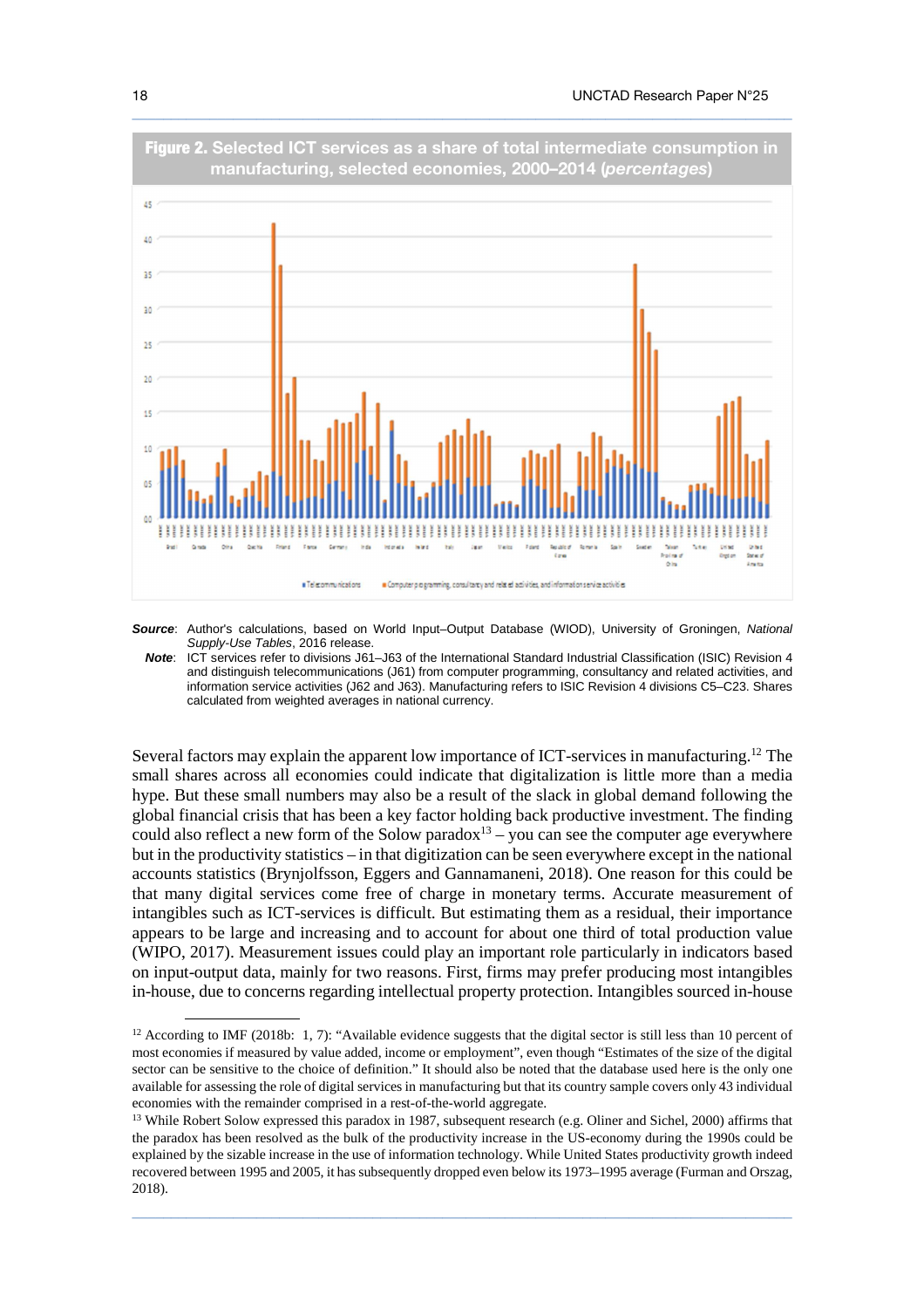**Figure 2. Selected ICT services as a share of total intermediate consumption in manufacturing, selected economies, 2000–2014 (*percentages*)**

***Source***: Author's calculations, based on World Input–Output Database (WIOD), University of Groningen, *National Supply-Use Tables*, 2016 release.

***Note***: ICT services refer to divisions J61–J63 of the International Standard Industrial Classification (ISIC) Revision 4 and distinguish telecommunications (J61) from computer programming, consultancy and related activities, and information service activities (J62 and J63). Manufacturing refers to ISIC Revision 4 divisions C5–C23. Shares calculated from weighted averages in national currency.

Several factors may explain the apparent low importance of ICT-services in manufacturing.[12] The small shares across all economies could indicate that digitalization is little more than a media hype. But these small numbers may also be a result of the slack in global demand following the global financial crisis that has been a key factor holding back productive investment. The finding could also reflect a new form of the Solow paradox[13] – you can see the computer age everywhere but in the productivity statistics – in that digitization can be seen everywhere except in the national accounts statistics (Brynjolfsson, Eggers and Gannamaneni, 2018). One reason for this could be that many digital services come free of charge in monetary terms. Accurate measurement of intangibles such as ICT-services is difficult. But estimating them as a residual, their importance appears to be large and increasing and to account for about one third of total production value (WIPO, 2017). Measurement issues could play an important role particularly in indicators based on input-output data, mainly for two reasons. First, firms may prefer producing most intangibles in-house, due to concerns regarding intellectual property protection. Intangibles sourced in-house

---

[12] According to IMF (2018b: 1, 7): "Available evidence suggests that the digital sector is still less than 10 percent of most economies if measured by value added, income or employment", even though "Estimates of the size of the digital sector can be sensitive to the choice of definition." It should also be noted that the database used here is the only one available for assessing the role of digital services in manufacturing but that its country sample covers only 43 individual economies with the remainder comprised in a rest-of-the-world aggregate.

[13] While Robert Solow expressed this paradox in 1987, subsequent research (e.g. Oliner and Sichel, 2000) affirms that the paradox has been resolved as the bulk of the productivity increase in the US-economy during the 1990s could be explained by the sizable increase in the use of information technology. While United States productivity growth indeed recovered between 1995 and 2005, it has subsequently dropped even below its 1973–1995 average (Furman and Orszag, 2018).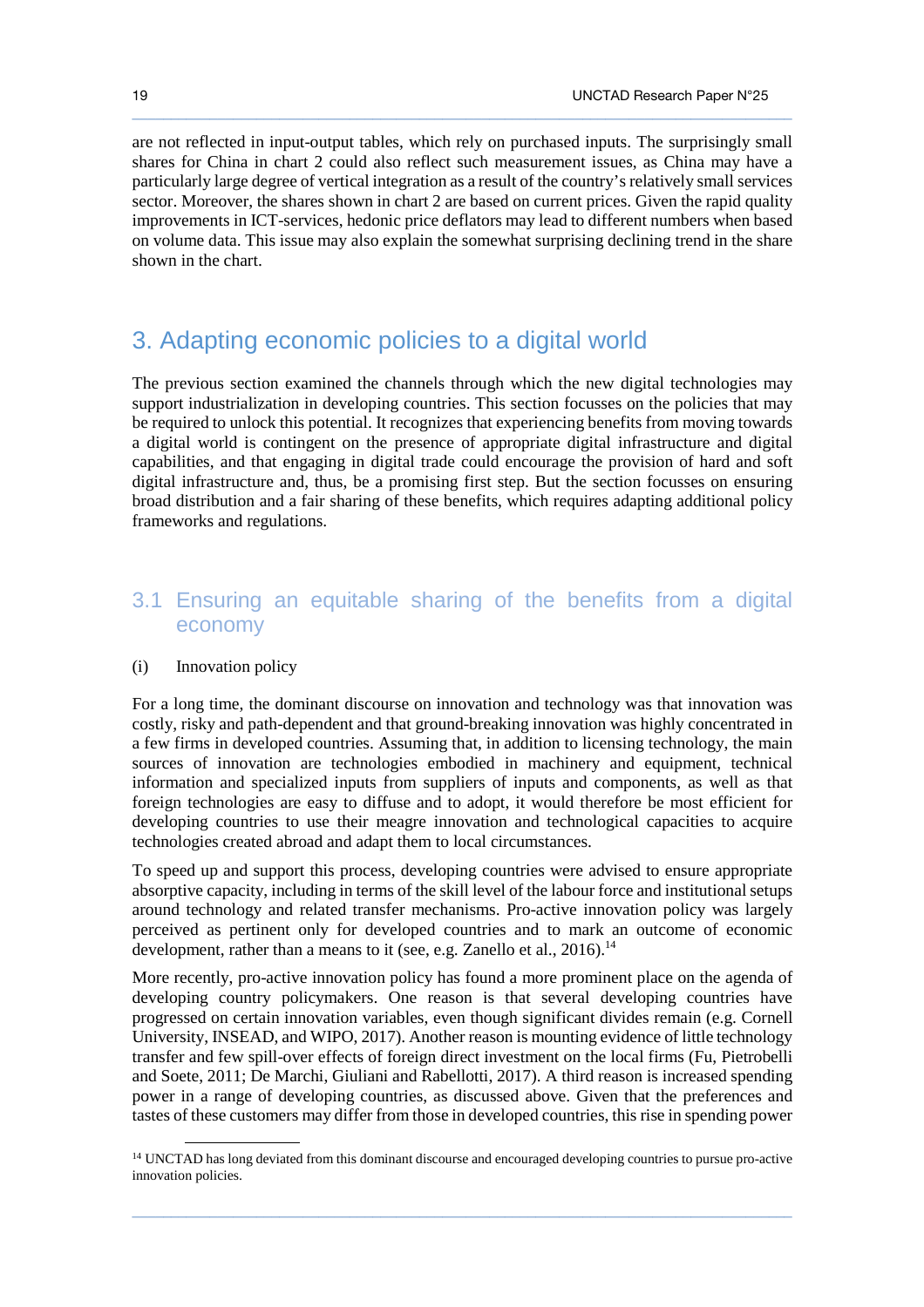are not reflected in input-output tables, which rely on purchased inputs. The surprisingly small shares for China in chart 2 could also reflect such measurement issues, as China may have a particularly large degree of vertical integration as a result of the country's relatively small services sector. Moreover, the shares shown in chart 2 are based on current prices. Given the rapid quality improvements in ICT-services, hedonic price deflators may lead to different numbers when based on volume data. This issue may also explain the somewhat surprising declining trend in the share shown in the chart.

# 3. Adapting economic policies to a digital world

The previous section examined the channels through which the new digital technologies may support industrialization in developing countries. This section focusses on the policies that may be required to unlock this potential. It recognizes that experiencing benefits from moving towards a digital world is contingent on the presence of appropriate digital infrastructure and digital capabilities, and that engaging in digital trade could encourage the provision of hard and soft digital infrastructure and, thus, be a promising first step. But the section focusses on ensuring broad distribution and a fair sharing of these benefits, which requires adapting additional policy frameworks and regulations.

## 3.1 Ensuring an equitable sharing of the benefits from a digital economy

(i) Innovation policy

For a long time, the dominant discourse on innovation and technology was that innovation was costly, risky and path-dependent and that ground-breaking innovation was highly concentrated in a few firms in developed countries. Assuming that, in addition to licensing technology, the main sources of innovation are technologies embodied in machinery and equipment, technical information and specialized inputs from suppliers of inputs and components, as well as that foreign technologies are easy to diffuse and to adopt, it would therefore be most efficient for developing countries to use their meagre innovation and technological capacities to acquire technologies created abroad and adapt them to local circumstances.

To speed up and support this process, developing countries were advised to ensure appropriate absorptive capacity, including in terms of the skill level of the labour force and institutional setups around technology and related transfer mechanisms. Pro-active innovation policy was largely perceived as pertinent only for developed countries and to mark an outcome of economic development, rather than a means to it (see, e.g. Zanello et al., 2016).[14]

More recently, pro-active innovation policy has found a more prominent place on the agenda of developing country policymakers. One reason is that several developing countries have progressed on certain innovation variables, even though significant divides remain (e.g. Cornell University, INSEAD, and WIPO, 2017). Another reason is mounting evidence of little technology transfer and few spill-over effects of foreign direct investment on the local firms (Fu, Pietrobelli and Soete, 2011; De Marchi, Giuliani and Rabellotti, 2017). A third reason is increased spending power in a range of developing countries, as discussed above. Given that the preferences and tastes of these customers may differ from those in developed countries, this rise in spending power

[14] UNCTAD has long deviated from this dominant discourse and encouraged developing countries to pursue pro-active innovation policies.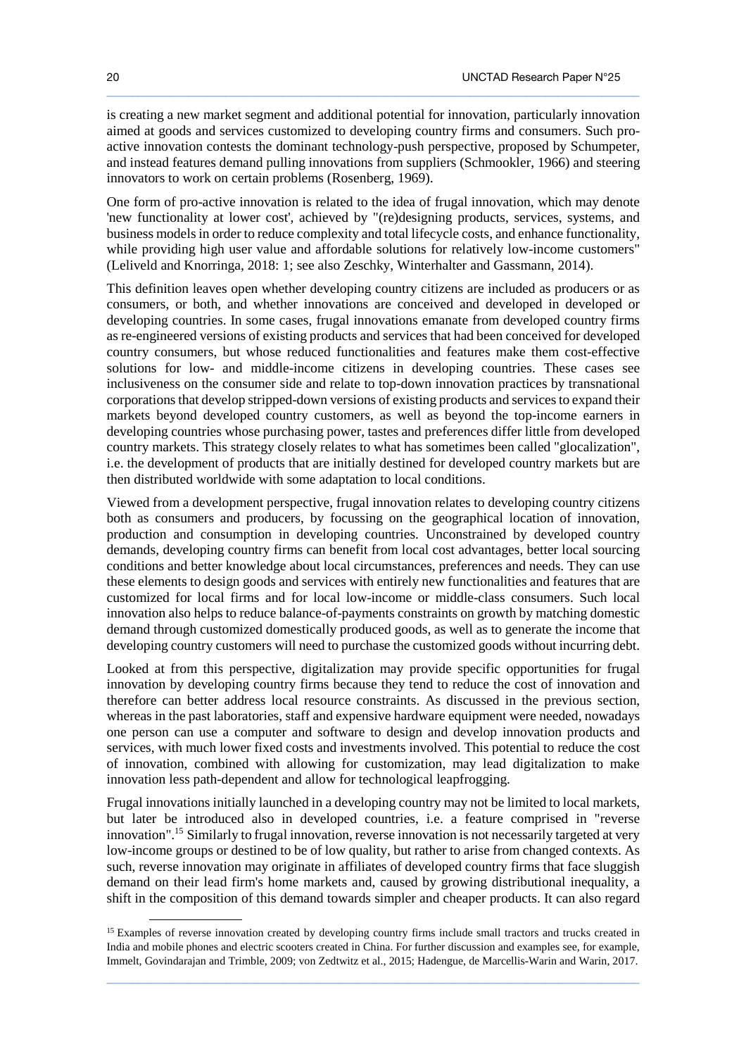is creating a new market segment and additional potential for innovation, particularly innovation aimed at goods and services customized to developing country firms and consumers. Such pro-active innovation contests the dominant technology-push perspective, proposed by Schumpeter, and instead features demand pulling innovations from suppliers (Schmookler, 1966) and steering innovators to work on certain problems (Rosenberg, 1969).

One form of pro-active innovation is related to the idea of frugal innovation, which may denote 'new functionality at lower cost', achieved by "(re)designing products, services, systems, and business models in order to reduce complexity and total lifecycle costs, and enhance functionality, while providing high user value and affordable solutions for relatively low-income customers" (Leliveld and Knorringa, 2018: 1; see also Zeschky, Winterhalter and Gassmann, 2014).

This definition leaves open whether developing country citizens are included as producers or as consumers, or both, and whether innovations are conceived and developed in developed or developing countries. In some cases, frugal innovations emanate from developed country firms as re-engineered versions of existing products and services that had been conceived for developed country consumers, but whose reduced functionalities and features make them cost-effective solutions for low- and middle-income citizens in developing countries. These cases see inclusiveness on the consumer side and relate to top-down innovation practices by transnational corporations that develop stripped-down versions of existing products and services to expand their markets beyond developed country customers, as well as beyond the top-income earners in developing countries whose purchasing power, tastes and preferences differ little from developed country markets. This strategy closely relates to what has sometimes been called "glocalization", i.e. the development of products that are initially destined for developed country markets but are then distributed worldwide with some adaptation to local conditions.

Viewed from a development perspective, frugal innovation relates to developing country citizens both as consumers and producers, by focussing on the geographical location of innovation, production and consumption in developing countries. Unconstrained by developed country demands, developing country firms can benefit from local cost advantages, better local sourcing conditions and better knowledge about local circumstances, preferences and needs. They can use these elements to design goods and services with entirely new functionalities and features that are customized for local firms and for local low-income or middle-class consumers. Such local innovation also helps to reduce balance-of-payments constraints on growth by matching domestic demand through customized domestically produced goods, as well as to generate the income that developing country customers will need to purchase the customized goods without incurring debt.

Looked at from this perspective, digitalization may provide specific opportunities for frugal innovation by developing country firms because they tend to reduce the cost of innovation and therefore can better address local resource constraints. As discussed in the previous section, whereas in the past laboratories, staff and expensive hardware equipment were needed, nowadays one person can use a computer and software to design and develop innovation products and services, with much lower fixed costs and investments involved. This potential to reduce the cost of innovation, combined with allowing for customization, may lead digitalization to make innovation less path-dependent and allow for technological leapfrogging.

Frugal innovations initially launched in a developing country may not be limited to local markets, but later be introduced also in developed countries, i.e. a feature comprised in "reverse innovation".[15] Similarly to frugal innovation, reverse innovation is not necessarily targeted at very low-income groups or destined to be of low quality, but rather to arise from changed contexts. As such, reverse innovation may originate in affiliates of developed country firms that face sluggish demand on their lead firm's home markets and, caused by growing distributional inequality, a shift in the composition of this demand towards simpler and cheaper products. It can also regard

[15] Examples of reverse innovation created by developing country firms include small tractors and trucks created in India and mobile phones and electric scooters created in China. For further discussion and examples see, for example, Immelt, Govindarajan and Trimble, 2009; von Zedtwitz et al., 2015; Hadengue, de Marcellis-Warin and Warin, 2017.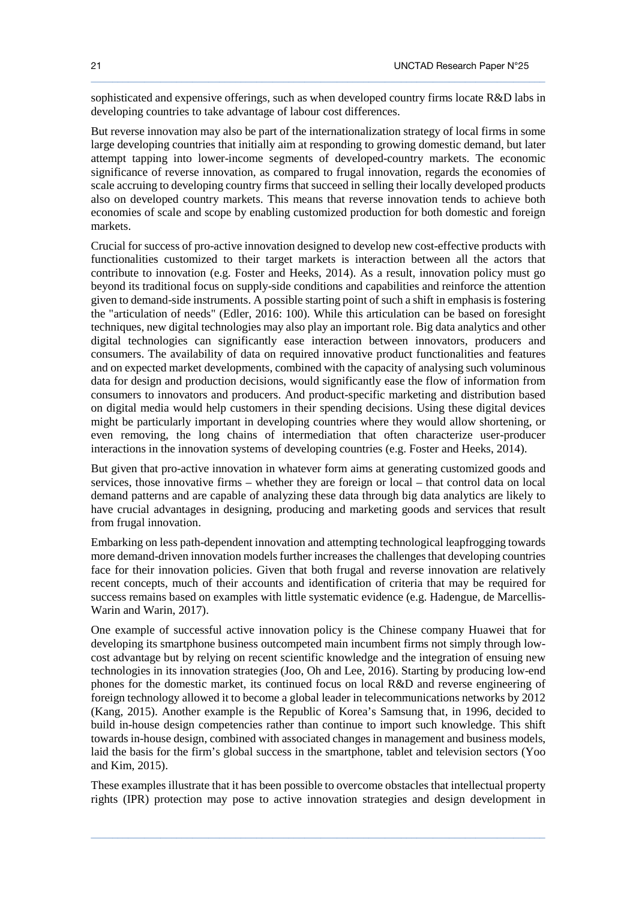sophisticated and expensive offerings, such as when developed country firms locate R&D labs in developing countries to take advantage of labour cost differences.

But reverse innovation may also be part of the internationalization strategy of local firms in some large developing countries that initially aim at responding to growing domestic demand, but later attempt tapping into lower-income segments of developed-country markets. The economic significance of reverse innovation, as compared to frugal innovation, regards the economies of scale accruing to developing country firms that succeed in selling their locally developed products also on developed country markets. This means that reverse innovation tends to achieve both economies of scale and scope by enabling customized production for both domestic and foreign markets.

Crucial for success of pro-active innovation designed to develop new cost-effective products with functionalities customized to their target markets is interaction between all the actors that contribute to innovation (e.g. Foster and Heeks, 2014). As a result, innovation policy must go beyond its traditional focus on supply-side conditions and capabilities and reinforce the attention given to demand-side instruments. A possible starting point of such a shift in emphasis is fostering the "articulation of needs" (Edler, 2016: 100). While this articulation can be based on foresight techniques, new digital technologies may also play an important role. Big data analytics and other digital technologies can significantly ease interaction between innovators, producers and consumers. The availability of data on required innovative product functionalities and features and on expected market developments, combined with the capacity of analysing such voluminous data for design and production decisions, would significantly ease the flow of information from consumers to innovators and producers. And product-specific marketing and distribution based on digital media would help customers in their spending decisions. Using these digital devices might be particularly important in developing countries where they would allow shortening, or even removing, the long chains of intermediation that often characterize user-producer interactions in the innovation systems of developing countries (e.g. Foster and Heeks, 2014).

But given that pro-active innovation in whatever form aims at generating customized goods and services, those innovative firms – whether they are foreign or local – that control data on local demand patterns and are capable of analyzing these data through big data analytics are likely to have crucial advantages in designing, producing and marketing goods and services that result from frugal innovation.

Embarking on less path-dependent innovation and attempting technological leapfrogging towards more demand-driven innovation models further increases the challenges that developing countries face for their innovation policies. Given that both frugal and reverse innovation are relatively recent concepts, much of their accounts and identification of criteria that may be required for success remains based on examples with little systematic evidence (e.g. Hadengue, de Marcellis-Warin and Warin, 2017).

One example of successful active innovation policy is the Chinese company Huawei that for developing its smartphone business outcompeted main incumbent firms not simply through low-cost advantage but by relying on recent scientific knowledge and the integration of ensuing new technologies in its innovation strategies (Joo, Oh and Lee, 2016). Starting by producing low-end phones for the domestic market, its continued focus on local R&D and reverse engineering of foreign technology allowed it to become a global leader in telecommunications networks by 2012 (Kang, 2015). Another example is the Republic of Korea's Samsung that, in 1996, decided to build in-house design competencies rather than continue to import such knowledge. This shift towards in-house design, combined with associated changes in management and business models, laid the basis for the firm's global success in the smartphone, tablet and television sectors (Yoo and Kim, 2015).

These examples illustrate that it has been possible to overcome obstacles that intellectual property rights (IPR) protection may pose to active innovation strategies and design development in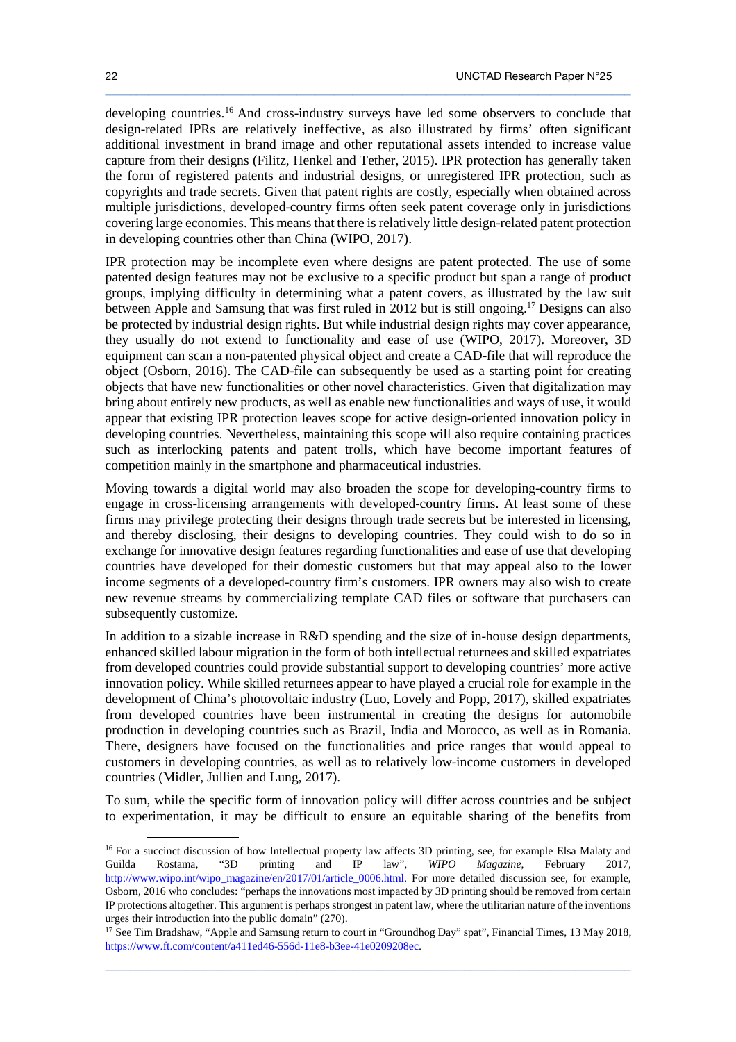developing countries.[16] And cross-industry surveys have led some observers to conclude that design-related IPRs are relatively ineffective, as also illustrated by firms' often significant additional investment in brand image and other reputational assets intended to increase value capture from their designs (Filitz, Henkel and Tether, 2015). IPR protection has generally taken the form of registered patents and industrial designs, or unregistered IPR protection, such as copyrights and trade secrets. Given that patent rights are costly, especially when obtained across multiple jurisdictions, developed-country firms often seek patent coverage only in jurisdictions covering large economies. This means that there is relatively little design-related patent protection in developing countries other than China (WIPO, 2017).

IPR protection may be incomplete even where designs are patent protected. The use of some patented design features may not be exclusive to a specific product but span a range of product groups, implying difficulty in determining what a patent covers, as illustrated by the law suit between Apple and Samsung that was first ruled in 2012 but is still ongoing.[17] Designs can also be protected by industrial design rights. But while industrial design rights may cover appearance, they usually do not extend to functionality and ease of use (WIPO, 2017). Moreover, 3D equipment can scan a non-patented physical object and create a CAD-file that will reproduce the object (Osborn, 2016). The CAD-file can subsequently be used as a starting point for creating objects that have new functionalities or other novel characteristics. Given that digitalization may bring about entirely new products, as well as enable new functionalities and ways of use, it would appear that existing IPR protection leaves scope for active design-oriented innovation policy in developing countries. Nevertheless, maintaining this scope will also require containing practices such as interlocking patents and patent trolls, which have become important features of competition mainly in the smartphone and pharmaceutical industries.

Moving towards a digital world may also broaden the scope for developing-country firms to engage in cross-licensing arrangements with developed-country firms. At least some of these firms may privilege protecting their designs through trade secrets but be interested in licensing, and thereby disclosing, their designs to developing countries. They could wish to do so in exchange for innovative design features regarding functionalities and ease of use that developing countries have developed for their domestic customers but that may appeal also to the lower income segments of a developed-country firm's customers. IPR owners may also wish to create new revenue streams by commercializing template CAD files or software that purchasers can subsequently customize.

In addition to a sizable increase in R&D spending and the size of in-house design departments, enhanced skilled labour migration in the form of both intellectual returnees and skilled expatriates from developed countries could provide substantial support to developing countries' more active innovation policy. While skilled returnees appear to have played a crucial role for example in the development of China's photovoltaic industry (Luo, Lovely and Popp, 2017), skilled expatriates from developed countries have been instrumental in creating the designs for automobile production in developing countries such as Brazil, India and Morocco, as well as in Romania. There, designers have focused on the functionalities and price ranges that would appeal to customers in developing countries, as well as to relatively low-income customers in developed countries (Midler, Jullien and Lung, 2017).

To sum, while the specific form of innovation policy will differ across countries and be subject to experimentation, it may be difficult to ensure an equitable sharing of the benefits from

---

[16] For a succinct discussion of how Intellectual property law affects 3D printing, see, for example Elsa Malaty and Guilda Rostama, "3D printing and IP law", *WIPO Magazine*, February 2017, http://www.wipo.int/wipo_magazine/en/2017/01/article_0006.html. For more detailed discussion see, for example, Osborn, 2016 who concludes: "perhaps the innovations most impacted by 3D printing should be removed from certain IP protections altogether. This argument is perhaps strongest in patent law, where the utilitarian nature of the inventions urges their introduction into the public domain" (270).

[17] See Tim Bradshaw, "Apple and Samsung return to court in "Groundhog Day" spat", Financial Times, 13 May 2018, https://www.ft.com/content/a411ed46-556d-11e8-b3ee-41e0209208ec.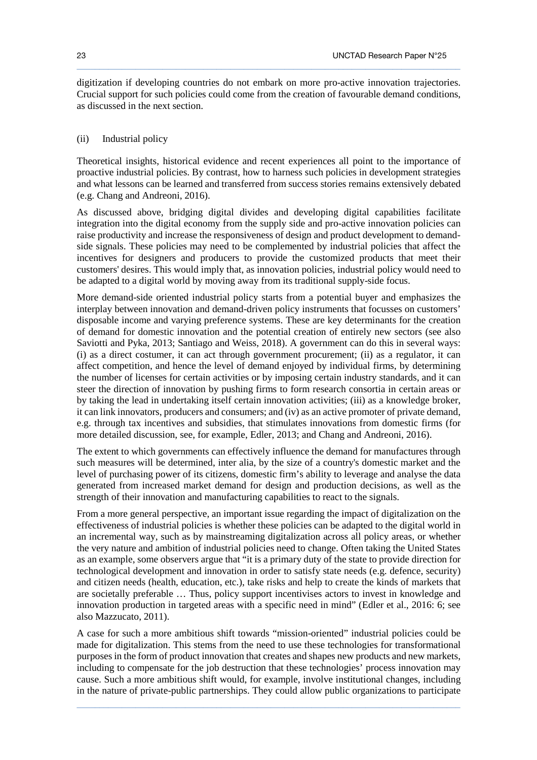digitization if developing countries do not embark on more pro-active innovation trajectories. Crucial support for such policies could come from the creation of favourable demand conditions, as discussed in the next section.

### (ii) Industrial policy

Theoretical insights, historical evidence and recent experiences all point to the importance of proactive industrial policies. By contrast, how to harness such policies in development strategies and what lessons can be learned and transferred from success stories remains extensively debated (e.g. Chang and Andreoni, 2016).

As discussed above, bridging digital divides and developing digital capabilities facilitate integration into the digital economy from the supply side and pro-active innovation policies can raise productivity and increase the responsiveness of design and product development to demand-side signals. These policies may need to be complemented by industrial policies that affect the incentives for designers and producers to provide the customized products that meet their customers' desires. This would imply that, as innovation policies, industrial policy would need to be adapted to a digital world by moving away from its traditional supply-side focus.

More demand-side oriented industrial policy starts from a potential buyer and emphasizes the interplay between innovation and demand-driven policy instruments that focusses on customers' disposable income and varying preference systems. These are key determinants for the creation of demand for domestic innovation and the potential creation of entirely new sectors (see also Saviotti and Pyka, 2013; Santiago and Weiss, 2018). A government can do this in several ways: (i) as a direct costumer, it can act through government procurement; (ii) as a regulator, it can affect competition, and hence the level of demand enjoyed by individual firms, by determining the number of licenses for certain activities or by imposing certain industry standards, and it can steer the direction of innovation by pushing firms to form research consortia in certain areas or by taking the lead in undertaking itself certain innovation activities; (iii) as a knowledge broker, it can link innovators, producers and consumers; and (iv) as an active promoter of private demand, e.g. through tax incentives and subsidies, that stimulates innovations from domestic firms (for more detailed discussion, see, for example, Edler, 2013; and Chang and Andreoni, 2016).

The extent to which governments can effectively influence the demand for manufactures through such measures will be determined, inter alia, by the size of a country's domestic market and the level of purchasing power of its citizens, domestic firm's ability to leverage and analyse the data generated from increased market demand for design and production decisions, as well as the strength of their innovation and manufacturing capabilities to react to the signals.

From a more general perspective, an important issue regarding the impact of digitalization on the effectiveness of industrial policies is whether these policies can be adapted to the digital world in an incremental way, such as by mainstreaming digitalization across all policy areas, or whether the very nature and ambition of industrial policies need to change. Often taking the United States as an example, some observers argue that "it is a primary duty of the state to provide direction for technological development and innovation in order to satisfy state needs (e.g. defence, security) and citizen needs (health, education, etc.), take risks and help to create the kinds of markets that are societally preferable … Thus, policy support incentivises actors to invest in knowledge and innovation production in targeted areas with a specific need in mind" (Edler et al., 2016: 6; see also Mazzucato, 2011).

A case for such a more ambitious shift towards "mission-oriented" industrial policies could be made for digitalization. This stems from the need to use these technologies for transformational purposes in the form of product innovation that creates and shapes new products and new markets, including to compensate for the job destruction that these technologies' process innovation may cause. Such a more ambitious shift would, for example, involve institutional changes, including in the nature of private-public partnerships. They could allow public organizations to participate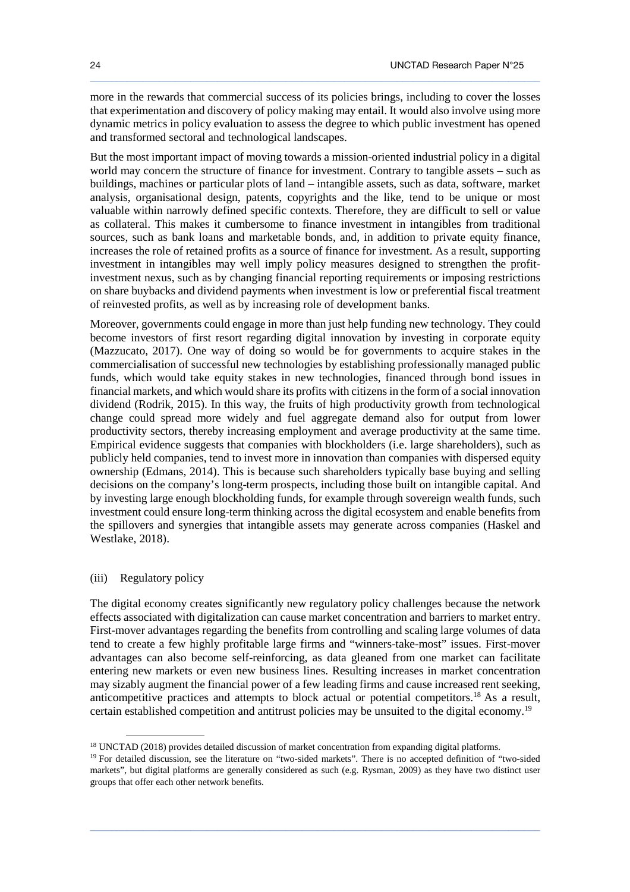more in the rewards that commercial success of its policies brings, including to cover the losses that experimentation and discovery of policy making may entail. It would also involve using more dynamic metrics in policy evaluation to assess the degree to which public investment has opened and transformed sectoral and technological landscapes.

But the most important impact of moving towards a mission-oriented industrial policy in a digital world may concern the structure of finance for investment. Contrary to tangible assets – such as buildings, machines or particular plots of land – intangible assets, such as data, software, market analysis, organisational design, patents, copyrights and the like, tend to be unique or most valuable within narrowly defined specific contexts. Therefore, they are difficult to sell or value as collateral. This makes it cumbersome to finance investment in intangibles from traditional sources, such as bank loans and marketable bonds, and, in addition to private equity finance, increases the role of retained profits as a source of finance for investment. As a result, supporting investment in intangibles may well imply policy measures designed to strengthen the profit-investment nexus, such as by changing financial reporting requirements or imposing restrictions on share buybacks and dividend payments when investment is low or preferential fiscal treatment of reinvested profits, as well as by increasing role of development banks.

Moreover, governments could engage in more than just help funding new technology. They could become investors of first resort regarding digital innovation by investing in corporate equity (Mazzucato, 2017). One way of doing so would be for governments to acquire stakes in the commercialisation of successful new technologies by establishing professionally managed public funds, which would take equity stakes in new technologies, financed through bond issues in financial markets, and which would share its profits with citizens in the form of a social innovation dividend (Rodrik, 2015). In this way, the fruits of high productivity growth from technological change could spread more widely and fuel aggregate demand also for output from lower productivity sectors, thereby increasing employment and average productivity at the same time. Empirical evidence suggests that companies with blockholders (i.e. large shareholders), such as publicly held companies, tend to invest more in innovation than companies with dispersed equity ownership (Edmans, 2014). This is because such shareholders typically base buying and selling decisions on the company's long-term prospects, including those built on intangible capital. And by investing large enough blockholding funds, for example through sovereign wealth funds, such investment could ensure long-term thinking across the digital ecosystem and enable benefits from the spillovers and synergies that intangible assets may generate across companies (Haskel and Westlake, 2018).

(iii) Regulatory policy

The digital economy creates significantly new regulatory policy challenges because the network effects associated with digitalization can cause market concentration and barriers to market entry. First-mover advantages regarding the benefits from controlling and scaling large volumes of data tend to create a few highly profitable large firms and "winners-take-most" issues. First-mover advantages can also become self-reinforcing, as data gleaned from one market can facilitate entering new markets or even new business lines. Resulting increases in market concentration may sizably augment the financial power of a few leading firms and cause increased rent seeking, anticompetitive practices and attempts to block actual or potential competitors.[18] As a result, certain established competition and antitrust policies may be unsuited to the digital economy.[19]

---

[18] UNCTAD (2018) provides detailed discussion of market concentration from expanding digital platforms.

[19] For detailed discussion, see the literature on "two-sided markets". There is no accepted definition of "two-sided markets", but digital platforms are generally considered as such (e.g. Rysman, 2009) as they have two distinct user groups that offer each other network benefits.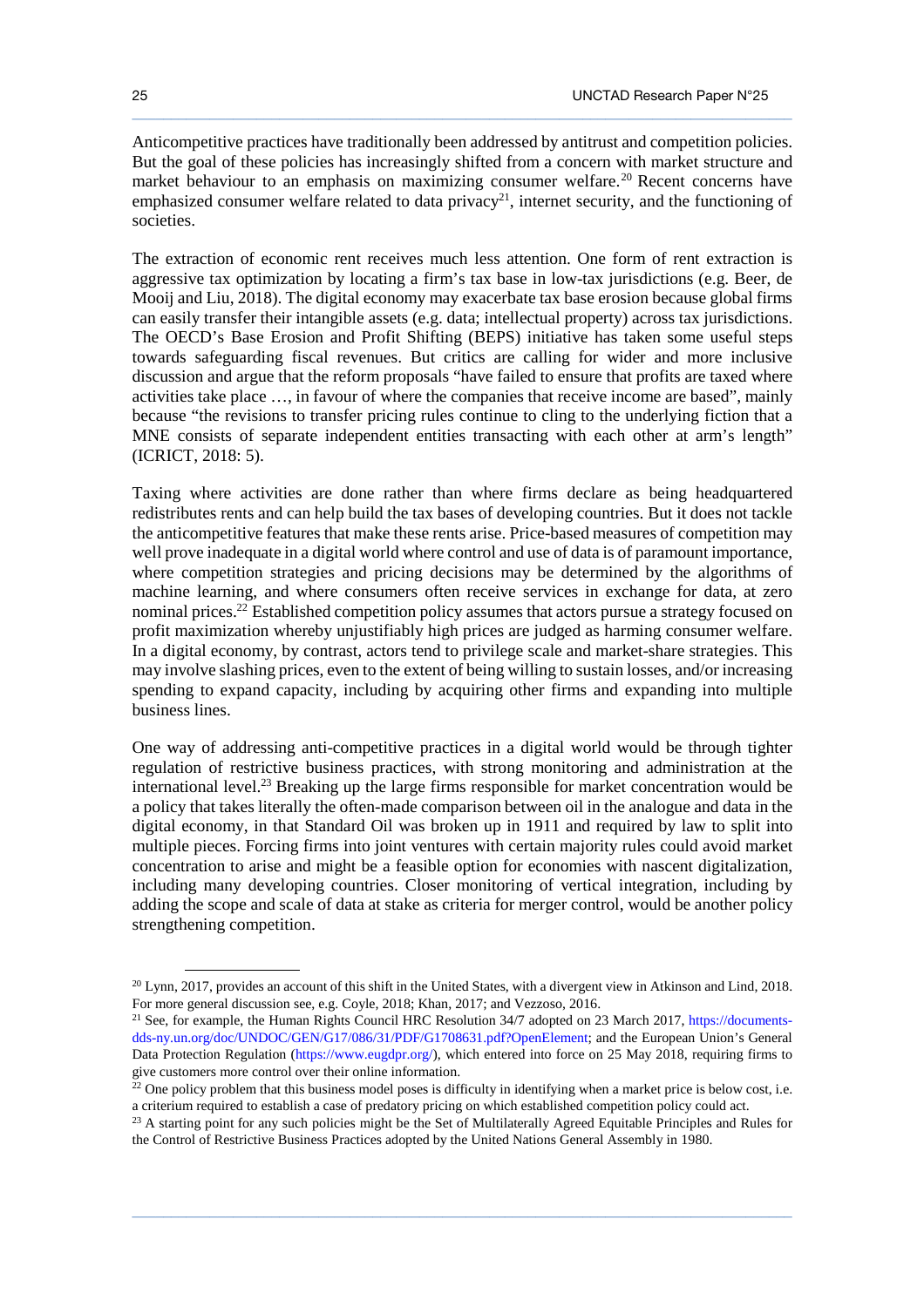Anticompetitive practices have traditionally been addressed by antitrust and competition policies. But the goal of these policies has increasingly shifted from a concern with market structure and market behaviour to an emphasis on maximizing consumer welfare.[20] Recent concerns have emphasized consumer welfare related to data privacy[21], internet security, and the functioning of societies.

The extraction of economic rent receives much less attention. One form of rent extraction is aggressive tax optimization by locating a firm's tax base in low-tax jurisdictions (e.g. Beer, de Mooij and Liu, 2018). The digital economy may exacerbate tax base erosion because global firms can easily transfer their intangible assets (e.g. data; intellectual property) across tax jurisdictions. The OECD's Base Erosion and Profit Shifting (BEPS) initiative has taken some useful steps towards safeguarding fiscal revenues. But critics are calling for wider and more inclusive discussion and argue that the reform proposals "have failed to ensure that profits are taxed where activities take place …, in favour of where the companies that receive income are based", mainly because "the revisions to transfer pricing rules continue to cling to the underlying fiction that a MNE consists of separate independent entities transacting with each other at arm's length" (ICRICT, 2018: 5).

Taxing where activities are done rather than where firms declare as being headquartered redistributes rents and can help build the tax bases of developing countries. But it does not tackle the anticompetitive features that make these rents arise. Price-based measures of competition may well prove inadequate in a digital world where control and use of data is of paramount importance, where competition strategies and pricing decisions may be determined by the algorithms of machine learning, and where consumers often receive services in exchange for data, at zero nominal prices.[22] Established competition policy assumes that actors pursue a strategy focused on profit maximization whereby unjustifiably high prices are judged as harming consumer welfare. In a digital economy, by contrast, actors tend to privilege scale and market-share strategies. This may involve slashing prices, even to the extent of being willing to sustain losses, and/or increasing spending to expand capacity, including by acquiring other firms and expanding into multiple business lines.

One way of addressing anti-competitive practices in a digital world would be through tighter regulation of restrictive business practices, with strong monitoring and administration at the international level.[23] Breaking up the large firms responsible for market concentration would be a policy that takes literally the often-made comparison between oil in the analogue and data in the digital economy, in that Standard Oil was broken up in 1911 and required by law to split into multiple pieces. Forcing firms into joint ventures with certain majority rules could avoid market concentration to arise and might be a feasible option for economies with nascent digitalization, including many developing countries. Closer monitoring of vertical integration, including by adding the scope and scale of data at stake as criteria for merger control, would be another policy strengthening competition.

---

[20] Lynn, 2017, provides an account of this shift in the United States, with a divergent view in Atkinson and Lind, 2018. For more general discussion see, e.g. Coyle, 2018; Khan, 2017; and Vezzoso, 2016.

[21] See, for example, the Human Rights Council HRC Resolution 34/7 adopted on 23 March 2017, https://documents-dds-ny.un.org/doc/UNDOC/GEN/G17/086/31/PDF/G1708631.pdf?OpenElement; and the European Union's General Data Protection Regulation (https://www.eugdpr.org/), which entered into force on 25 May 2018, requiring firms to give customers more control over their online information.

[22] One policy problem that this business model poses is difficulty in identifying when a market price is below cost, i.e. a criterium required to establish a case of predatory pricing on which established competition policy could act.

[23] A starting point for any such policies might be the Set of Multilaterally Agreed Equitable Principles and Rules for the Control of Restrictive Business Practices adopted by the United Nations General Assembly in 1980.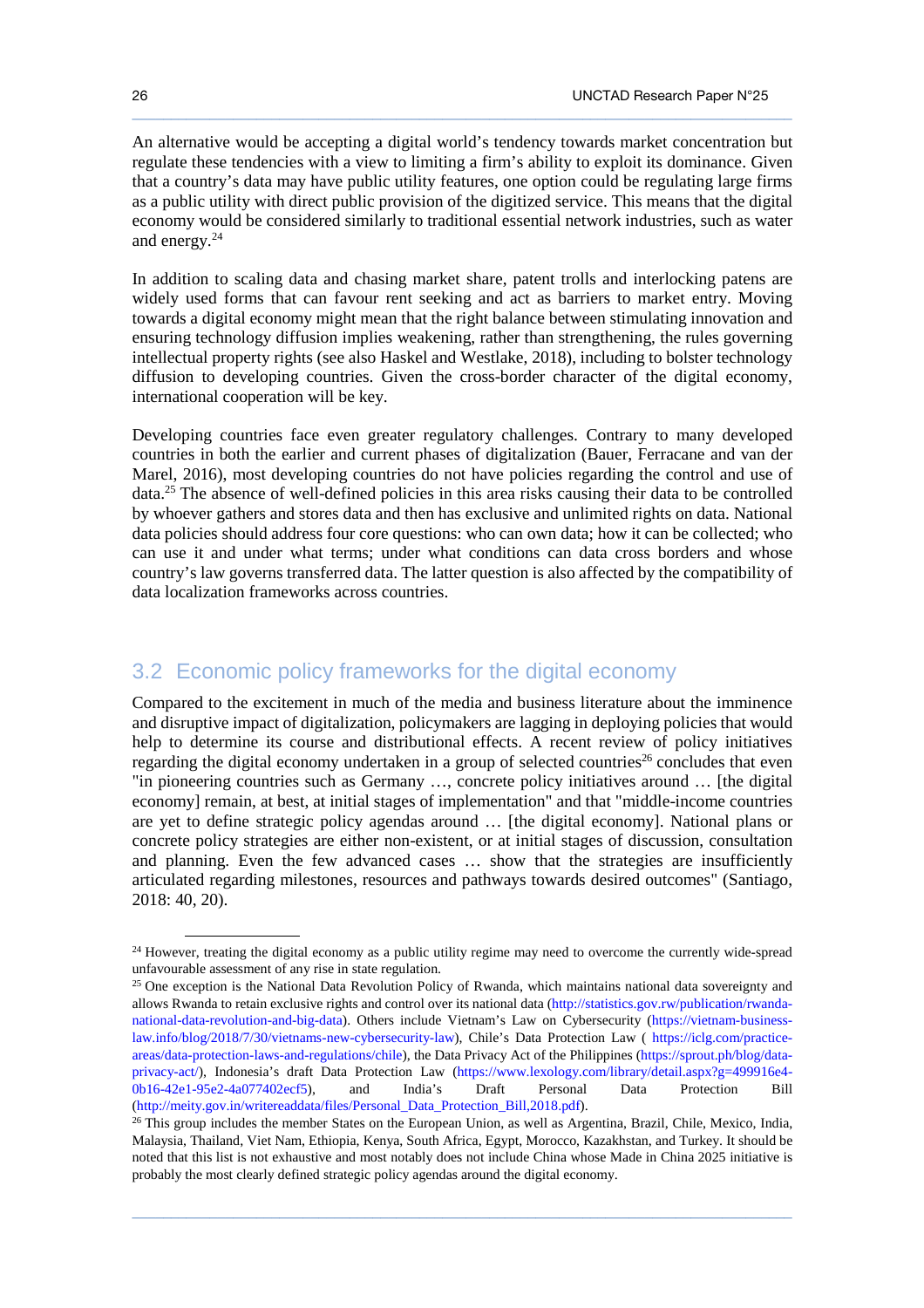An alternative would be accepting a digital world's tendency towards market concentration but regulate these tendencies with a view to limiting a firm's ability to exploit its dominance. Given that a country's data may have public utility features, one option could be regulating large firms as a public utility with direct public provision of the digitized service. This means that the digital economy would be considered similarly to traditional essential network industries, such as water and energy.[24]

In addition to scaling data and chasing market share, patent trolls and interlocking patens are widely used forms that can favour rent seeking and act as barriers to market entry. Moving towards a digital economy might mean that the right balance between stimulating innovation and ensuring technology diffusion implies weakening, rather than strengthening, the rules governing intellectual property rights (see also Haskel and Westlake, 2018), including to bolster technology diffusion to developing countries. Given the cross-border character of the digital economy, international cooperation will be key.

Developing countries face even greater regulatory challenges. Contrary to many developed countries in both the earlier and current phases of digitalization (Bauer, Ferracane and van der Marel, 2016), most developing countries do not have policies regarding the control and use of data.[25] The absence of well-defined policies in this area risks causing their data to be controlled by whoever gathers and stores data and then has exclusive and unlimited rights on data. National data policies should address four core questions: who can own data; how it can be collected; who can use it and under what terms; under what conditions can data cross borders and whose country's law governs transferred data. The latter question is also affected by the compatibility of data localization frameworks across countries.

## 3.2 Economic policy frameworks for the digital economy

Compared to the excitement in much of the media and business literature about the imminence and disruptive impact of digitalization, policymakers are lagging in deploying policies that would help to determine its course and distributional effects. A recent review of policy initiatives regarding the digital economy undertaken in a group of selected countries[26] concludes that even "in pioneering countries such as Germany …, concrete policy initiatives around … [the digital economy] remain, at best, at initial stages of implementation" and that "middle-income countries are yet to define strategic policy agendas around … [the digital economy]. National plans or concrete policy strategies are either non-existent, or at initial stages of discussion, consultation and planning. Even the few advanced cases … show that the strategies are insufficiently articulated regarding milestones, resources and pathways towards desired outcomes" (Santiago, 2018: 40, 20).

---

[24] However, treating the digital economy as a public utility regime may need to overcome the currently wide-spread unfavourable assessment of any rise in state regulation.

[25] One exception is the National Data Revolution Policy of Rwanda, which maintains national data sovereignty and allows Rwanda to retain exclusive rights and control over its national data (http://statistics.gov.rw/publication/rwanda-national-data-revolution-and-big-data). Others include Vietnam's Law on Cybersecurity (https://vietnam-business-law.info/blog/2018/7/30/vietnams-new-cybersecurity-law), Chile's Data Protection Law ( https://iclg.com/practice-areas/data-protection-laws-and-regulations/chile), the Data Privacy Act of the Philippines (https://sprout.ph/blog/data-privacy-act/), Indonesia's draft Data Protection Law (https://www.lexology.com/library/detail.aspx?g=499916e4-0b16-42e1-95e2-4a077402ecf5), and India's Draft Personal Data Protection Bill (http://meity.gov.in/writereaddata/files/Personal_Data_Protection_Bill,2018.pdf).

[26] This group includes the member States on the European Union, as well as Argentina, Brazil, Chile, Mexico, India, Malaysia, Thailand, Viet Nam, Ethiopia, Kenya, South Africa, Egypt, Morocco, Kazakhstan, and Turkey. It should be noted that this list is not exhaustive and most notably does not include China whose Made in China 2025 initiative is probably the most clearly defined strategic policy agendas around the digital economy.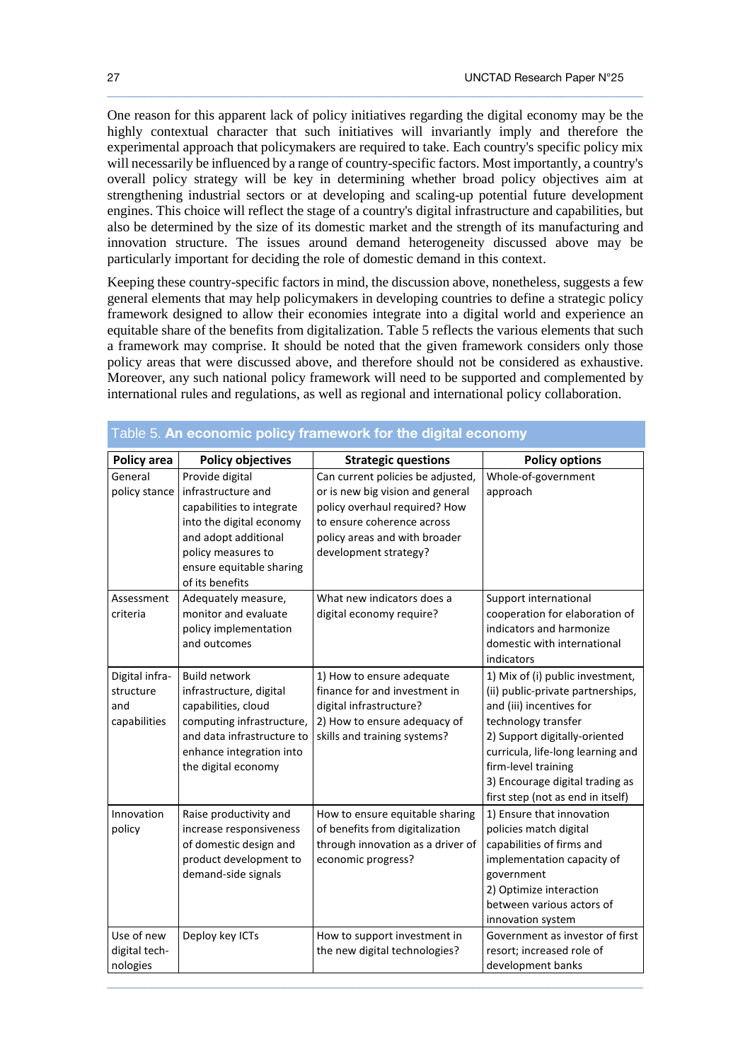One reason for this apparent lack of policy initiatives regarding the digital economy may be the highly contextual character that such initiatives will invariantly imply and therefore the experimental approach that policymakers are required to take. Each country's specific policy mix will necessarily be influenced by a range of country-specific factors. Most importantly, a country's overall policy strategy will be key in determining whether broad policy objectives aim at strengthening industrial sectors or at developing and scaling-up potential future development engines. This choice will reflect the stage of a country's digital infrastructure and capabilities, but also be determined by the size of its domestic market and the strength of its manufacturing and innovation structure. The issues around demand heterogeneity discussed above may be particularly important for deciding the role of domestic demand in this context.

Keeping these country-specific factors in mind, the discussion above, nonetheless, suggests a few general elements that may help policymakers in developing countries to define a strategic policy framework designed to allow their economies integrate into a digital world and experience an equitable share of the benefits from digitalization. Table 5 reflects the various elements that such a framework may comprise. It should be noted that the given framework considers only those policy areas that were discussed above, and therefore should not be considered as exhaustive. Moreover, any such national policy framework will need to be supported and complemented by international rules and regulations, as well as regional and international policy collaboration.

Table 5. **An economic policy framework for the digital economy**

| Policy area | Policy objectives | Strategic questions | Policy options |
|---|---|---|---|
| General policy stance | Provide digital infrastructure and capabilities to integrate into the digital economy and adopt additional policy measures to ensure equitable sharing of its benefits | Can current policies be adjusted, or is new big vision and general policy overhaul required? How to ensure coherence across policy areas and with broader development strategy? | Whole-of-government approach |
| Assessment criteria | Adequately measure, monitor and evaluate policy implementation and outcomes | What new indicators does a digital economy require? | Support international cooperation for elaboration of indicators and harmonize domestic with international indicators |
| Digital infra-structure and capabilities | Build network infrastructure, digital capabilities, cloud computing infrastructure, and data infrastructure to enhance integration into the digital economy | 1) How to ensure adequate finance for and investment in digital infrastructure?<br>2) How to ensure adequacy of skills and training systems? | 1) Mix of (i) public investment, (ii) public-private partnerships, and (iii) incentives for technology transfer<br>2) Support digitally-oriented curricula, life-long learning and firm-level training<br>3) Encourage digital trading as first step (not as end in itself) |
| Innovation policy | Raise productivity and increase responsiveness of domestic design and product development to demand-side signals | How to ensure equitable sharing of benefits from digitalization through innovation as a driver of economic progress? | 1) Ensure that innovation policies match digital capabilities of firms and implementation capacity of government<br>2) Optimize interaction between various actors of innovation system |
| Use of new digital tech-nologies | Deploy key ICTs | How to support investment in the new digital technologies? | Government as investor of first resort; increased role of development banks |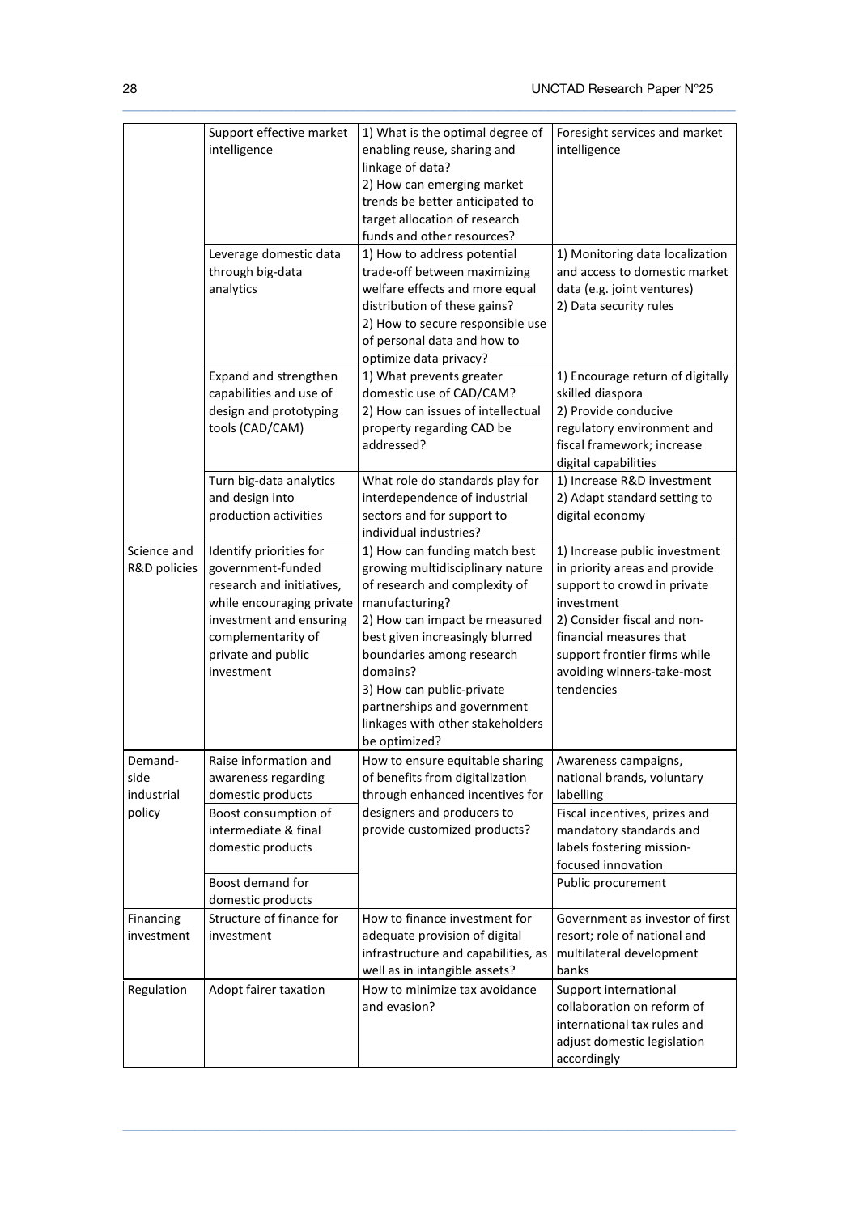| | | | |
|---|---|---|---|
| | Support effective market intelligence | 1) What is the optimal degree of enabling reuse, sharing and linkage of data?<br>2) How can emerging market trends be better anticipated to target allocation of research funds and other resources? | Foresight services and market intelligence |
| | Leverage domestic data through big-data analytics | 1) How to address potential trade-off between maximizing welfare effects and more equal distribution of these gains?<br>2) How to secure responsible use of personal data and how to optimize data privacy? | 1) Monitoring data localization and access to domestic market data (e.g. joint ventures)<br>2) Data security rules |
| | Expand and strengthen capabilities and use of design and prototyping tools (CAD/CAM) | 1) What prevents greater domestic use of CAD/CAM?<br>2) How can issues of intellectual property regarding CAD be addressed? | 1) Encourage return of digitally skilled diaspora<br>2) Provide conducive regulatory environment and fiscal framework; increase digital capabilities |
| | Turn big-data analytics and design into production activities | What role do standards play for interdependence of industrial sectors and for support to individual industries? | 1) Increase R&D investment<br>2) Adapt standard setting to digital economy |
| Science and R&D policies | Identify priorities for government-funded research and initiatives, while encouraging private investment and ensuring complementarity of private and public investment | 1) How can funding match best growing multidisciplinary nature of research and complexity of manufacturing?<br>2) How can impact be measured best given increasingly blurred boundaries among research domains?<br>3) How can public-private partnerships and government linkages with other stakeholders be optimized? | 1) Increase public investment in priority areas and provide support to crowd in private investment<br>2) Consider fiscal and non-financial measures that support frontier firms while avoiding winners-take-most tendencies |
| Demand-side industrial policy | Raise information and awareness regarding domestic products | How to ensure equitable sharing of benefits from digitalization through enhanced incentives for designers and producers to provide customized products? | Awareness campaigns, national brands, voluntary labelling |
| | Boost consumption of intermediate & final domestic products | | Fiscal incentives, prizes and mandatory standards and labels fostering mission-focused innovation |
| | Boost demand for domestic products | | Public procurement |
| Financing investment | Structure of finance for investment | How to finance investment for adequate provision of digital infrastructure and capabilities, as well as in intangible assets? | Government as investor of first resort; role of national and multilateral development banks |
| Regulation | Adopt fairer taxation | How to minimize tax avoidance and evasion? | Support international collaboration on reform of international tax rules and adjust domestic legislation accordingly |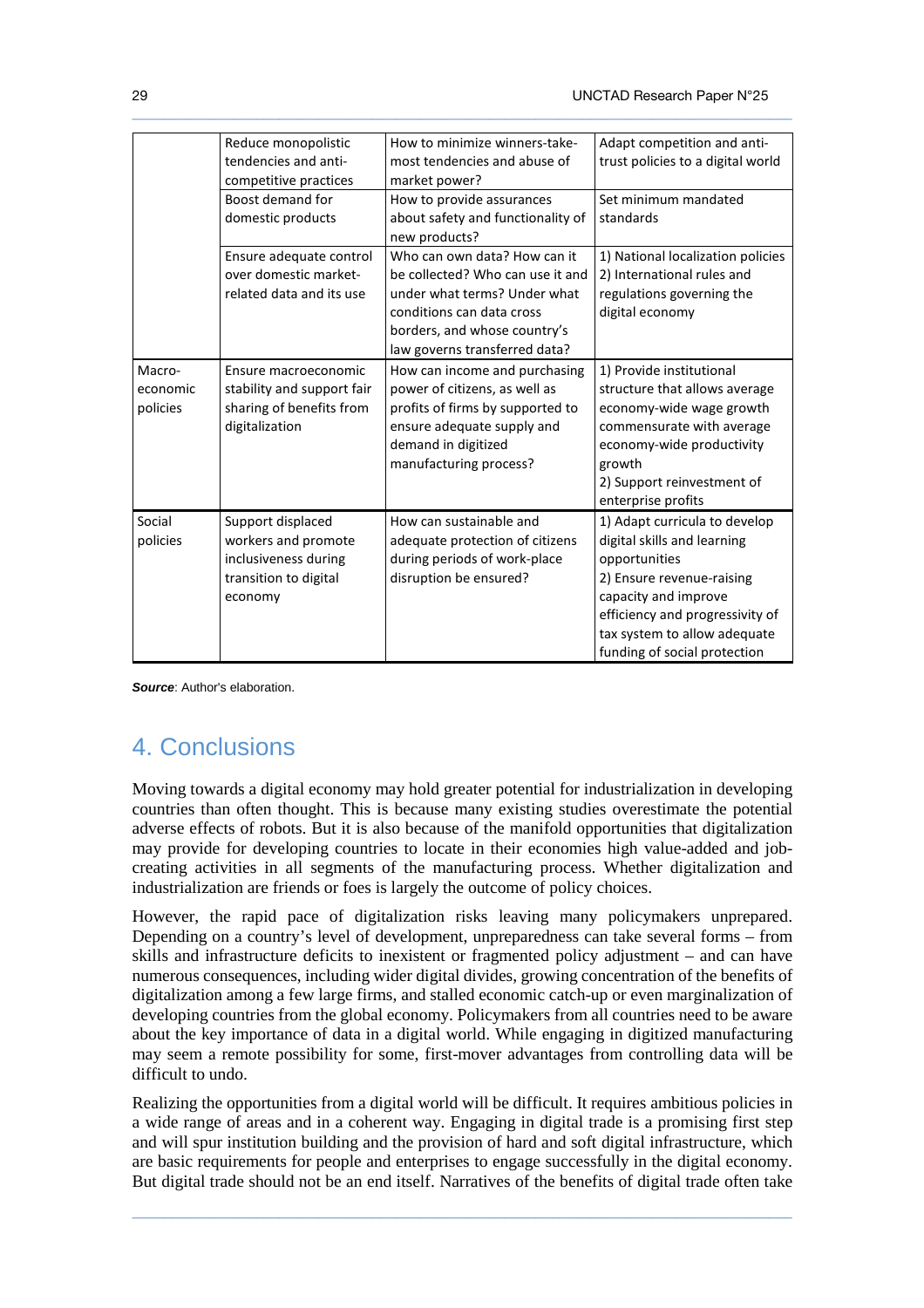| | | | |
|---|---|---|---|
| | Reduce monopolistic tendencies and anti-competitive practices | How to minimize winners-take-most tendencies and abuse of market power? | Adapt competition and anti-trust policies to a digital world |
| | Boost demand for domestic products | How to provide assurances about safety and functionality of new products? | Set minimum mandated standards |
| | Ensure adequate control over domestic market-related data and its use | Who can own data? How can it be collected? Who can use it and under what terms? Under what conditions can data cross borders, and whose country's law governs transferred data? | 1) National localization policies 2) International rules and regulations governing the digital economy |
| Macro-economic policies | Ensure macroeconomic stability and support fair sharing of benefits from digitalization | How can income and purchasing power of citizens, as well as profits of firms by supported to ensure adequate supply and demand in digitized manufacturing process? | 1) Provide institutional structure that allows average economy-wide wage growth commensurate with average economy-wide productivity growth 2) Support reinvestment of enterprise profits |
| Social policies | Support displaced workers and promote inclusiveness during transition to digital economy | How can sustainable and adequate protection of citizens during periods of work-place disruption be ensured? | 1) Adapt curricula to develop digital skills and learning opportunities 2) Ensure revenue-raising capacity and improve efficiency and progressivity of tax system to allow adequate funding of social protection |

***Source***: Author's elaboration.

## 4. Conclusions

Moving towards a digital economy may hold greater potential for industrialization in developing countries than often thought. This is because many existing studies overestimate the potential adverse effects of robots. But it is also because of the manifold opportunities that digitalization may provide for developing countries to locate in their economies high value-added and job-creating activities in all segments of the manufacturing process. Whether digitalization and industrialization are friends or foes is largely the outcome of policy choices.

However, the rapid pace of digitalization risks leaving many policymakers unprepared. Depending on a country's level of development, unpreparedness can take several forms – from skills and infrastructure deficits to inexistent or fragmented policy adjustment – and can have numerous consequences, including wider digital divides, growing concentration of the benefits of digitalization among a few large firms, and stalled economic catch-up or even marginalization of developing countries from the global economy. Policymakers from all countries need to be aware about the key importance of data in a digital world. While engaging in digitized manufacturing may seem a remote possibility for some, first-mover advantages from controlling data will be difficult to undo.

Realizing the opportunities from a digital world will be difficult. It requires ambitious policies in a wide range of areas and in a coherent way. Engaging in digital trade is a promising first step and will spur institution building and the provision of hard and soft digital infrastructure, which are basic requirements for people and enterprises to engage successfully in the digital economy. But digital trade should not be an end itself. Narratives of the benefits of digital trade often take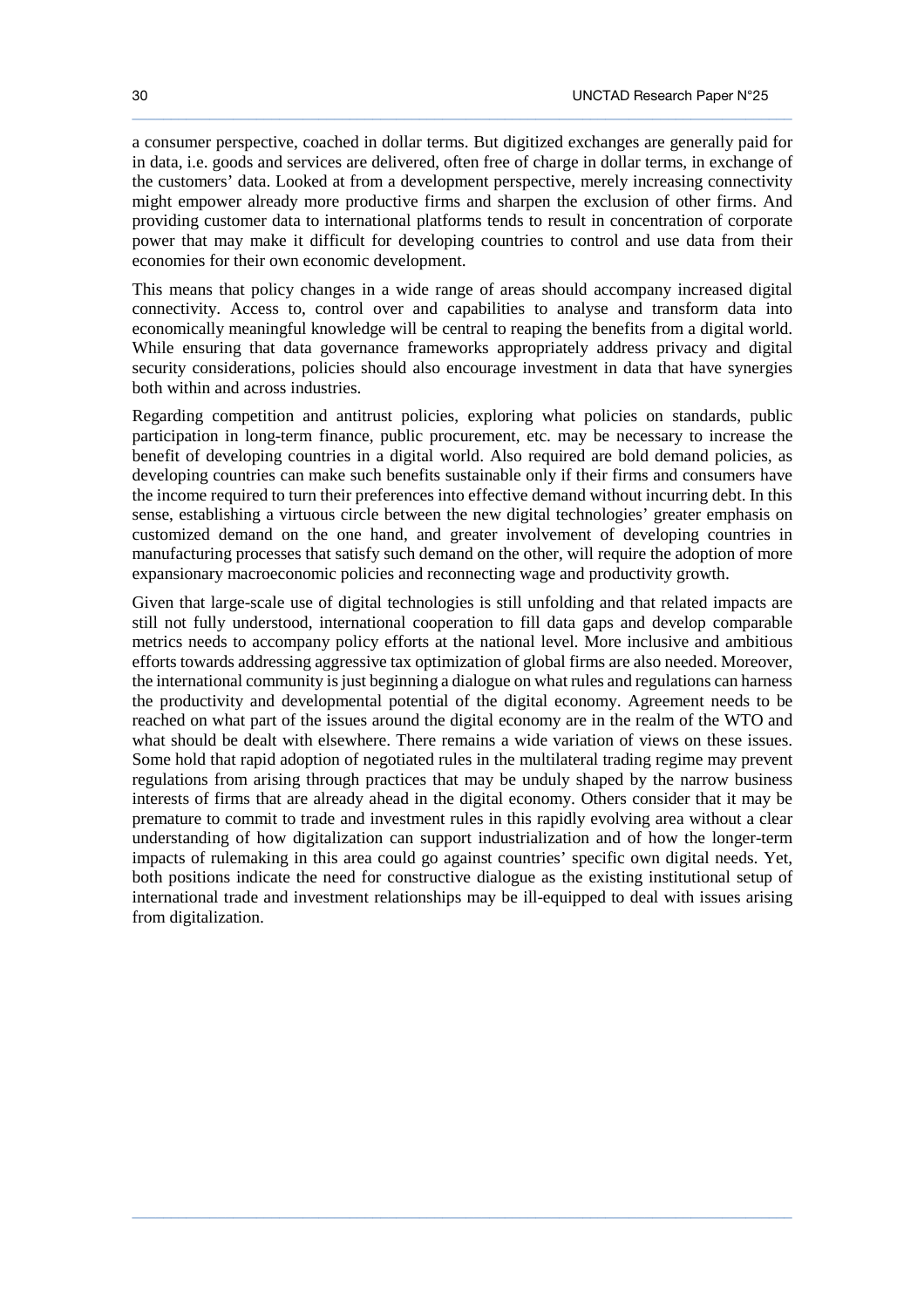a consumer perspective, coached in dollar terms. But digitized exchanges are generally paid for in data, i.e. goods and services are delivered, often free of charge in dollar terms, in exchange of the customers' data. Looked at from a development perspective, merely increasing connectivity might empower already more productive firms and sharpen the exclusion of other firms. And providing customer data to international platforms tends to result in concentration of corporate power that may make it difficult for developing countries to control and use data from their economies for their own economic development.

This means that policy changes in a wide range of areas should accompany increased digital connectivity. Access to, control over and capabilities to analyse and transform data into economically meaningful knowledge will be central to reaping the benefits from a digital world. While ensuring that data governance frameworks appropriately address privacy and digital security considerations, policies should also encourage investment in data that have synergies both within and across industries.

Regarding competition and antitrust policies, exploring what policies on standards, public participation in long-term finance, public procurement, etc. may be necessary to increase the benefit of developing countries in a digital world. Also required are bold demand policies, as developing countries can make such benefits sustainable only if their firms and consumers have the income required to turn their preferences into effective demand without incurring debt. In this sense, establishing a virtuous circle between the new digital technologies' greater emphasis on customized demand on the one hand, and greater involvement of developing countries in manufacturing processes that satisfy such demand on the other, will require the adoption of more expansionary macroeconomic policies and reconnecting wage and productivity growth.

Given that large-scale use of digital technologies is still unfolding and that related impacts are still not fully understood, international cooperation to fill data gaps and develop comparable metrics needs to accompany policy efforts at the national level. More inclusive and ambitious efforts towards addressing aggressive tax optimization of global firms are also needed. Moreover, the international community is just beginning a dialogue on what rules and regulations can harness the productivity and developmental potential of the digital economy. Agreement needs to be reached on what part of the issues around the digital economy are in the realm of the WTO and what should be dealt with elsewhere. There remains a wide variation of views on these issues. Some hold that rapid adoption of negotiated rules in the multilateral trading regime may prevent regulations from arising through practices that may be unduly shaped by the narrow business interests of firms that are already ahead in the digital economy. Others consider that it may be premature to commit to trade and investment rules in this rapidly evolving area without a clear understanding of how digitalization can support industrialization and of how the longer-term impacts of rulemaking in this area could go against countries' specific own digital needs. Yet, both positions indicate the need for constructive dialogue as the existing institutional setup of international trade and investment relationships may be ill-equipped to deal with issues arising from digitalization.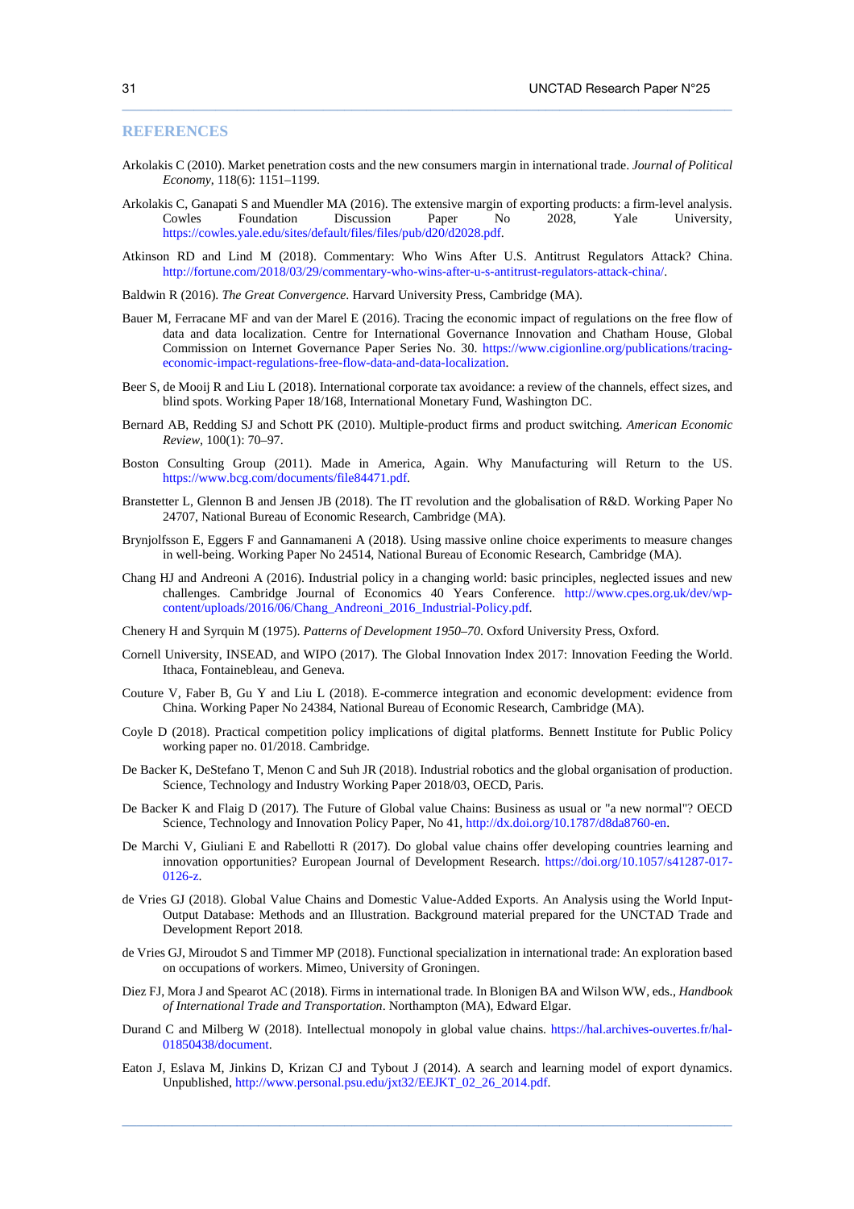## REFERENCES

Arkolakis C (2010). Market penetration costs and the new consumers margin in international trade. *Journal of Political Economy*, 118(6): 1151–1199.

Arkolakis C, Ganapati S and Muendler MA (2016). The extensive margin of exporting products: a firm-level analysis. Cowles Foundation Discussion Paper No 2028, Yale University, https://cowles.yale.edu/sites/default/files/files/pub/d20/d2028.pdf.

Atkinson RD and Lind M (2018). Commentary: Who Wins After U.S. Antitrust Regulators Attack? China. http://fortune.com/2018/03/29/commentary-who-wins-after-u-s-antitrust-regulators-attack-china/.

Baldwin R (2016). *The Great Convergence*. Harvard University Press, Cambridge (MA).

Bauer M, Ferracane MF and van der Marel E (2016). Tracing the economic impact of regulations on the free flow of data and data localization. Centre for International Governance Innovation and Chatham House, Global Commission on Internet Governance Paper Series No. 30. https://www.cigionline.org/publications/tracing-economic-impact-regulations-free-flow-data-and-data-localization.

Beer S, de Mooij R and Liu L (2018). International corporate tax avoidance: a review of the channels, effect sizes, and blind spots. Working Paper 18/168, International Monetary Fund, Washington DC.

Bernard AB, Redding SJ and Schott PK (2010). Multiple-product firms and product switching. *American Economic Review*, 100(1): 70–97.

Boston Consulting Group (2011). Made in America, Again. Why Manufacturing will Return to the US. https://www.bcg.com/documents/file84471.pdf.

Branstetter L, Glennon B and Jensen JB (2018). The IT revolution and the globalisation of R&D. Working Paper No 24707, National Bureau of Economic Research, Cambridge (MA).

Brynjolfsson E, Eggers F and Gannamaneni A (2018). Using massive online choice experiments to measure changes in well-being. Working Paper No 24514, National Bureau of Economic Research, Cambridge (MA).

Chang HJ and Andreoni A (2016). Industrial policy in a changing world: basic principles, neglected issues and new challenges. Cambridge Journal of Economics 40 Years Conference. http://www.cpes.org.uk/dev/wp-content/uploads/2016/06/Chang_Andreoni_2016_Industrial-Policy.pdf.

Chenery H and Syrquin M (1975). *Patterns of Development 1950–70*. Oxford University Press, Oxford.

Cornell University, INSEAD, and WIPO (2017). The Global Innovation Index 2017: Innovation Feeding the World. Ithaca, Fontainebleau, and Geneva.

Couture V, Faber B, Gu Y and Liu L (2018). E-commerce integration and economic development: evidence from China. Working Paper No 24384, National Bureau of Economic Research, Cambridge (MA).

Coyle D (2018). Practical competition policy implications of digital platforms. Bennett Institute for Public Policy working paper no. 01/2018. Cambridge.

De Backer K, DeStefano T, Menon C and Suh JR (2018). Industrial robotics and the global organisation of production. Science, Technology and Industry Working Paper 2018/03, OECD, Paris.

De Backer K and Flaig D (2017). The Future of Global value Chains: Business as usual or "a new normal"? OECD Science, Technology and Innovation Policy Paper, No 41, http://dx.doi.org/10.1787/d8da8760-en.

De Marchi V, Giuliani E and Rabellotti R (2017). Do global value chains offer developing countries learning and innovation opportunities? European Journal of Development Research. https://doi.org/10.1057/s41287-017-0126-z.

de Vries GJ (2018). Global Value Chains and Domestic Value-Added Exports. An Analysis using the World Input-Output Database: Methods and an Illustration. Background material prepared for the UNCTAD Trade and Development Report 2018.

de Vries GJ, Miroudot S and Timmer MP (2018). Functional specialization in international trade: An exploration based on occupations of workers. Mimeo, University of Groningen.

Diez FJ, Mora J and Spearot AC (2018). Firms in international trade. In Blonigen BA and Wilson WW, eds., *Handbook of International Trade and Transportation*. Northampton (MA), Edward Elgar.

Durand C and Milberg W (2018). Intellectual monopoly in global value chains. https://hal.archives-ouvertes.fr/hal-01850438/document.

Eaton J, Eslava M, Jinkins D, Krizan CJ and Tybout J (2014). A search and learning model of export dynamics. Unpublished, http://www.personal.psu.edu/jxt32/EEJKT_02_26_2014.pdf.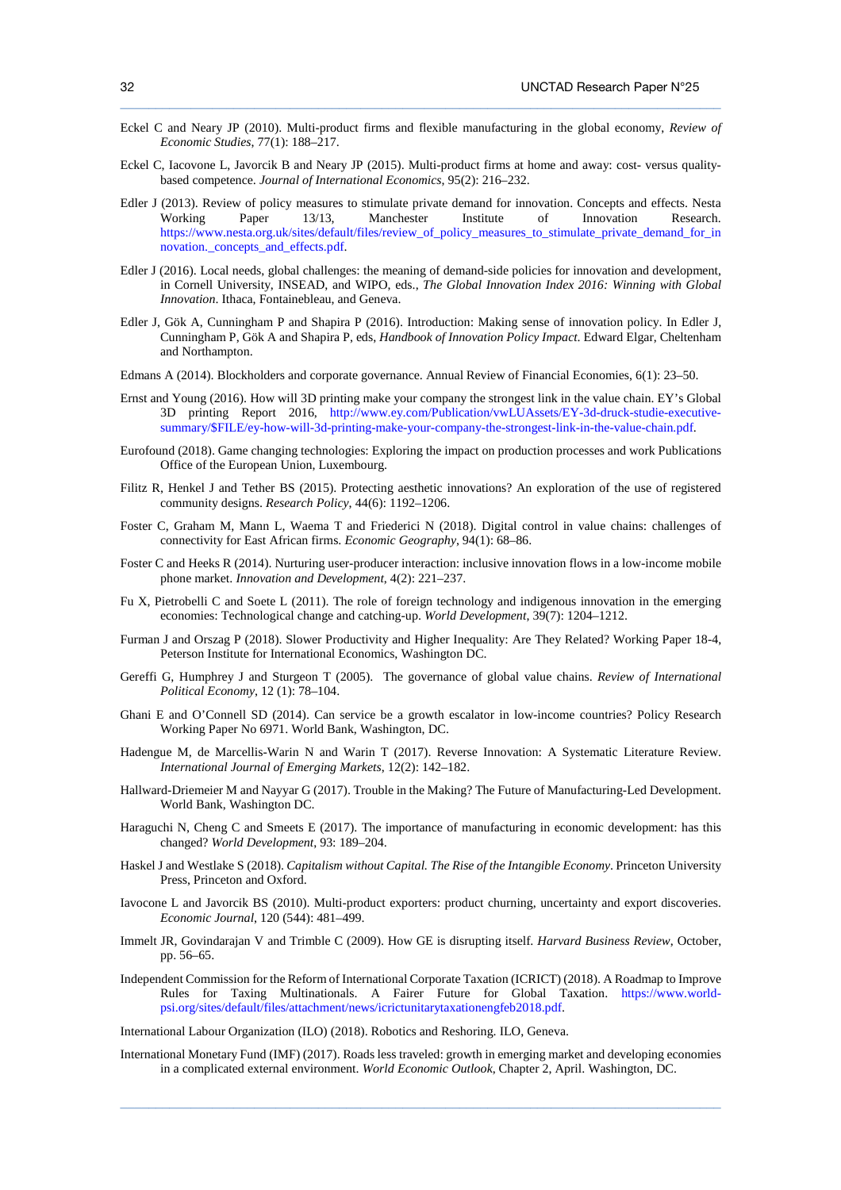Eckel C and Neary JP (2010). Multi-product firms and flexible manufacturing in the global economy, *Review of Economic Studies*, 77(1): 188–217.

Eckel C, Iacovone L, Javorcik B and Neary JP (2015). Multi-product firms at home and away: cost- versus quality-based competence. *Journal of International Economics*, 95(2): 216–232.

Edler J (2013). Review of policy measures to stimulate private demand for innovation. Concepts and effects. Nesta Working Paper 13/13, Manchester Institute of Innovation Research. https://www.nesta.org.uk/sites/default/files/review_of_policy_measures_to_stimulate_private_demand_for_innovation._concepts_and_effects.pdf.

Edler J (2016). Local needs, global challenges: the meaning of demand-side policies for innovation and development, in Cornell University, INSEAD, and WIPO, eds., *The Global Innovation Index 2016: Winning with Global Innovation*. Ithaca, Fontainebleau, and Geneva.

Edler J, Gök A, Cunningham P and Shapira P (2016). Introduction: Making sense of innovation policy. In Edler J, Cunningham P, Gök A and Shapira P, eds, *Handbook of Innovation Policy Impact.* Edward Elgar, Cheltenham and Northampton.

Edmans A (2014). Blockholders and corporate governance. Annual Review of Financial Economies, 6(1): 23–50.

Ernst and Young (2016). How will 3D printing make your company the strongest link in the value chain. EY's Global 3D printing Report 2016, http://www.ey.com/Publication/vwLUAssets/EY-3d-druck-studie-executive-summary/$FILE/ey-how-will-3d-printing-make-your-company-the-strongest-link-in-the-value-chain.pdf.

Eurofound (2018). Game changing technologies: Exploring the impact on production processes and work Publications Office of the European Union, Luxembourg.

Filitz R, Henkel J and Tether BS (2015). Protecting aesthetic innovations? An exploration of the use of registered community designs. *Research Policy*, 44(6): 1192–1206.

Foster C, Graham M, Mann L, Waema T and Friederici N (2018). Digital control in value chains: challenges of connectivity for East African firms. *Economic Geography*, 94(1): 68–86.

Foster C and Heeks R (2014). Nurturing user-producer interaction: inclusive innovation flows in a low-income mobile phone market. *Innovation and Development,* 4(2): 221–237.

Fu X, Pietrobelli C and Soete L (2011). The role of foreign technology and indigenous innovation in the emerging economies: Technological change and catching-up. *World Development,* 39(7): 1204–1212.

Furman J and Orszag P (2018). Slower Productivity and Higher Inequality: Are They Related? Working Paper 18-4, Peterson Institute for International Economics, Washington DC.

Gereffi G, Humphrey J and Sturgeon T (2005). The governance of global value chains. *Review of International Political Economy*, 12 (1): 78–104.

Ghani E and O'Connell SD (2014). Can service be a growth escalator in low-income countries? Policy Research Working Paper No 6971. World Bank, Washington, DC.

Hadengue M, de Marcellis-Warin N and Warin T (2017). Reverse Innovation: A Systematic Literature Review. *International Journal of Emerging Markets*, 12(2): 142–182.

Hallward-Driemeier M and Nayyar G (2017). Trouble in the Making? The Future of Manufacturing-Led Development. World Bank, Washington DC.

Haraguchi N, Cheng C and Smeets E (2017). The importance of manufacturing in economic development: has this changed? *World Development*, 93: 189–204.

Haskel J and Westlake S (2018). *Capitalism without Capital. The Rise of the Intangible Economy*. Princeton University Press, Princeton and Oxford.

Iavocone L and Javorcik BS (2010). Multi-product exporters: product churning, uncertainty and export discoveries. *Economic Journal*, 120 (544): 481–499.

Immelt JR, Govindarajan V and Trimble C (2009). How GE is disrupting itself. *Harvard Business Review*, October, pp. 56–65.

Independent Commission for the Reform of International Corporate Taxation (ICRICT) (2018). A Roadmap to Improve Rules for Taxing Multinationals. A Fairer Future for Global Taxation. https://www.world-psi.org/sites/default/files/attachment/news/icrictunitarytaxationengfeb2018.pdf.

International Labour Organization (ILO) (2018). Robotics and Reshoring. ILO, Geneva.

International Monetary Fund (IMF) (2017). Roads less traveled: growth in emerging market and developing economies in a complicated external environment. *World Economic Outlook*, Chapter 2, April. Washington, DC.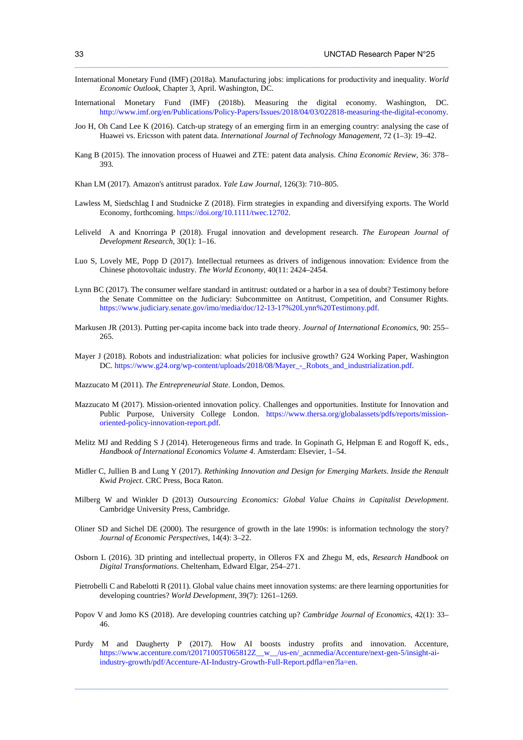International Monetary Fund (IMF) (2018a). Manufacturing jobs: implications for productivity and inequality. *World Economic Outlook*, Chapter 3, April. Washington, DC.

International Monetary Fund (IMF) (2018b). Measuring the digital economy. Washington, DC. http://www.imf.org/en/Publications/Policy-Papers/Issues/2018/04/03/022818-measuring-the-digital-economy.

Joo H, Oh Cand Lee K (2016). Catch-up strategy of an emerging firm in an emerging country: analysing the case of Huawei vs. Ericsson with patent data. *International Journal of Technology Management*, 72 (1–3): 19–42.

Kang B (2015). The innovation process of Huawei and ZTE: patent data analysis. *China Economic Review*, 36: 378–393.

Khan LM (2017). Amazon's antitrust paradox. *Yale Law Journal*, 126(3): 710–805.

Lawless M, Siedschlag I and Studnicke Z (2018). Firm strategies in expanding and diversifying exports. The World Economy, forthcoming. https://doi.org/10.1111/twec.12702.

Leliveld A and Knorringa P (2018). Frugal innovation and development research. *The European Journal of Development Research*, 30(1): 1–16.

Luo S, Lovely ME, Popp D (2017). Intellectual returnees as drivers of indigenous innovation: Evidence from the Chinese photovoltaic industry. *The World Economy*, 40(11: 2424–2454.

Lynn BC (2017). The consumer welfare standard in antitrust: outdated or a harbor in a sea of doubt? Testimony before the Senate Committee on the Judiciary: Subcommittee on Antitrust, Competition, and Consumer Rights. https://www.judiciary.senate.gov/imo/media/doc/12-13-17%20Lynn%20Testimony.pdf.

Markusen JR (2013). Putting per-capita income back into trade theory. *Journal of International Economics*, 90: 255–265.

Mayer J (2018). Robots and industrialization: what policies for inclusive growth? G24 Working Paper, Washington DC. https://www.g24.org/wp-content/uploads/2018/08/Mayer_-_Robots_and_industrialization.pdf.

Mazzucato M (2011). *The Entrepreneurial State*. London, Demos.

Mazzucato M (2017). Mission-oriented innovation policy. Challenges and opportunities. Institute for Innovation and Public Purpose, University College London. https://www.thersa.org/globalassets/pdfs/reports/mission-oriented-policy-innovation-report.pdf.

Melitz MJ and Redding S J (2014). Heterogeneous firms and trade. In Gopinath G, Helpman E and Rogoff K, eds., *Handbook of International Economics Volume 4*. Amsterdam: Elsevier, 1–54.

Midler C, Jullien B and Lung Y (2017). *Rethinking Innovation and Design for Emerging Markets. Inside the Renault Kwid Project*. CRC Press, Boca Raton.

Milberg W and Winkler D (2013) *Outsourcing Economics: Global Value Chains in Capitalist Development*. Cambridge University Press, Cambridge.

Oliner SD and Sichel DE (2000). The resurgence of growth in the late 1990s: is information technology the story? *Journal of Economic Perspectives*, 14(4): 3–22.

Osborn L (2016). 3D printing and intellectual property, in Olleros FX and Zhegu M, eds, *Research Handbook on Digital Transformations*. Cheltenham, Edward Elgar, 254–271.

Pietrobelli C and Rabelotti R (2011). Global value chains meet innovation systems: are there learning opportunities for developing countries? *World Development*, 39(7): 1261–1269.

Popov V and Jomo KS (2018). Are developing countries catching up? *Cambridge Journal of Economics*, 42(1): 33–46.

Purdy M and Daugherty P (2017). How AI boosts industry profits and innovation. Accenture, https://www.accenture.com/t20171005T065812Z__w__/us-en/_acnmedia/Accenture/next-gen-5/insight-ai-industry-growth/pdf/Accenture-AI-Industry-Growth-Full-Report.pdfla=en?la=en.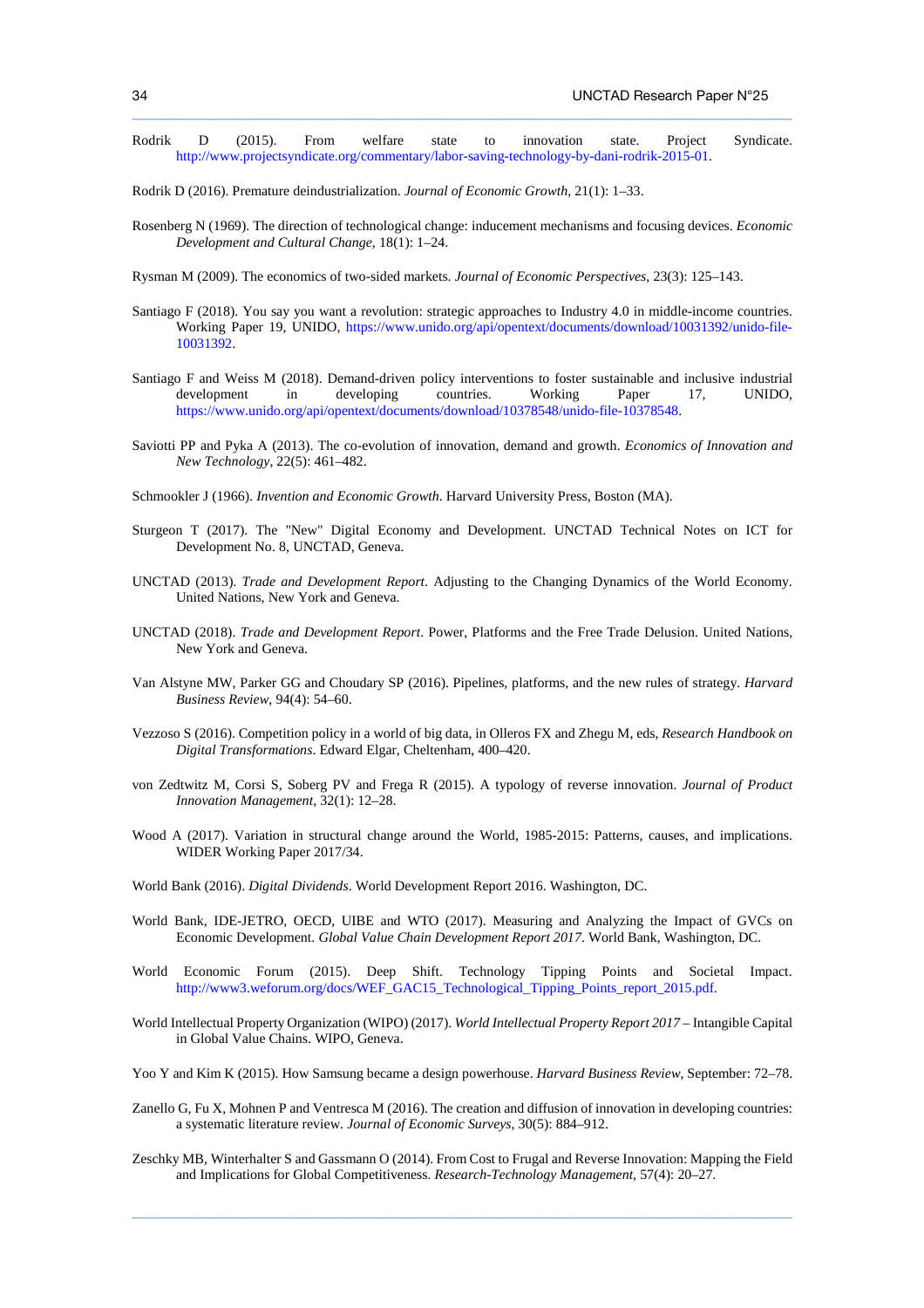Rodrik D (2015). From welfare state to innovation state. Project Syndicate. http://www.projectsyndicate.org/commentary/labor-saving-technology-by-dani-rodrik-2015-01.

Rodrik D (2016). Premature deindustrialization. *Journal of Economic Growth*, 21(1): 1–33.

Rosenberg N (1969). The direction of technological change: inducement mechanisms and focusing devices. *Economic Development and Cultural Change*, 18(1): 1–24.

Rysman M (2009). The economics of two-sided markets. *Journal of Economic Perspectives*, 23(3): 125–143.

Santiago F (2018). You say you want a revolution: strategic approaches to Industry 4.0 in middle-income countries. Working Paper 19, UNIDO, https://www.unido.org/api/opentext/documents/download/10031392/unido-file-10031392.

Santiago F and Weiss M (2018). Demand-driven policy interventions to foster sustainable and inclusive industrial development in developing countries. Working Paper 17, UNIDO, https://www.unido.org/api/opentext/documents/download/10378548/unido-file-10378548.

Saviotti PP and Pyka A (2013). The co-evolution of innovation, demand and growth. *Economics of Innovation and New Technology*, 22(5): 461–482.

Schmookler J (1966). *Invention and Economic Growth*. Harvard University Press, Boston (MA).

Sturgeon T (2017). The "New" Digital Economy and Development. UNCTAD Technical Notes on ICT for Development No. 8, UNCTAD, Geneva.

UNCTAD (2013). *Trade and Development Report*. Adjusting to the Changing Dynamics of the World Economy. United Nations, New York and Geneva.

UNCTAD (2018). *Trade and Development Report*. Power, Platforms and the Free Trade Delusion. United Nations, New York and Geneva.

Van Alstyne MW, Parker GG and Choudary SP (2016). Pipelines, platforms, and the new rules of strategy. *Harvard Business Review*, 94(4): 54–60.

Vezzoso S (2016). Competition policy in a world of big data, in Olleros FX and Zhegu M, eds, *Research Handbook on Digital Transformations*. Edward Elgar, Cheltenham, 400–420.

von Zedtwitz M, Corsi S, Soberg PV and Frega R (2015). A typology of reverse innovation. *Journal of Product Innovation Management*, 32(1): 12–28.

Wood A (2017). Variation in structural change around the World, 1985-2015: Patterns, causes, and implications. WIDER Working Paper 2017/34.

World Bank (2016). *Digital Dividends*. World Development Report 2016. Washington, DC.

World Bank, IDE-JETRO, OECD, UIBE and WTO (2017). Measuring and Analyzing the Impact of GVCs on Economic Development. *Global Value Chain Development Report 2017*. World Bank, Washington, DC.

World Economic Forum (2015). Deep Shift. Technology Tipping Points and Societal Impact. http://www3.weforum.org/docs/WEF_GAC15_Technological_Tipping_Points_report_2015.pdf.

World Intellectual Property Organization (WIPO) (2017). *World Intellectual Property Report 2017* – Intangible Capital in Global Value Chains. WIPO, Geneva.

Yoo Y and Kim K (2015). How Samsung became a design powerhouse. *Harvard Business Review*, September: 72–78.

Zanello G, Fu X, Mohnen P and Ventresca M (2016). The creation and diffusion of innovation in developing countries: a systematic literature review. *Journal of Economic Surveys*, 30(5): 884–912.

Zeschky MB, Winterhalter S and Gassmann O (2014). From Cost to Frugal and Reverse Innovation: Mapping the Field and Implications for Global Competitiveness. *Research-Technology Management*, 57(4): 20–27.